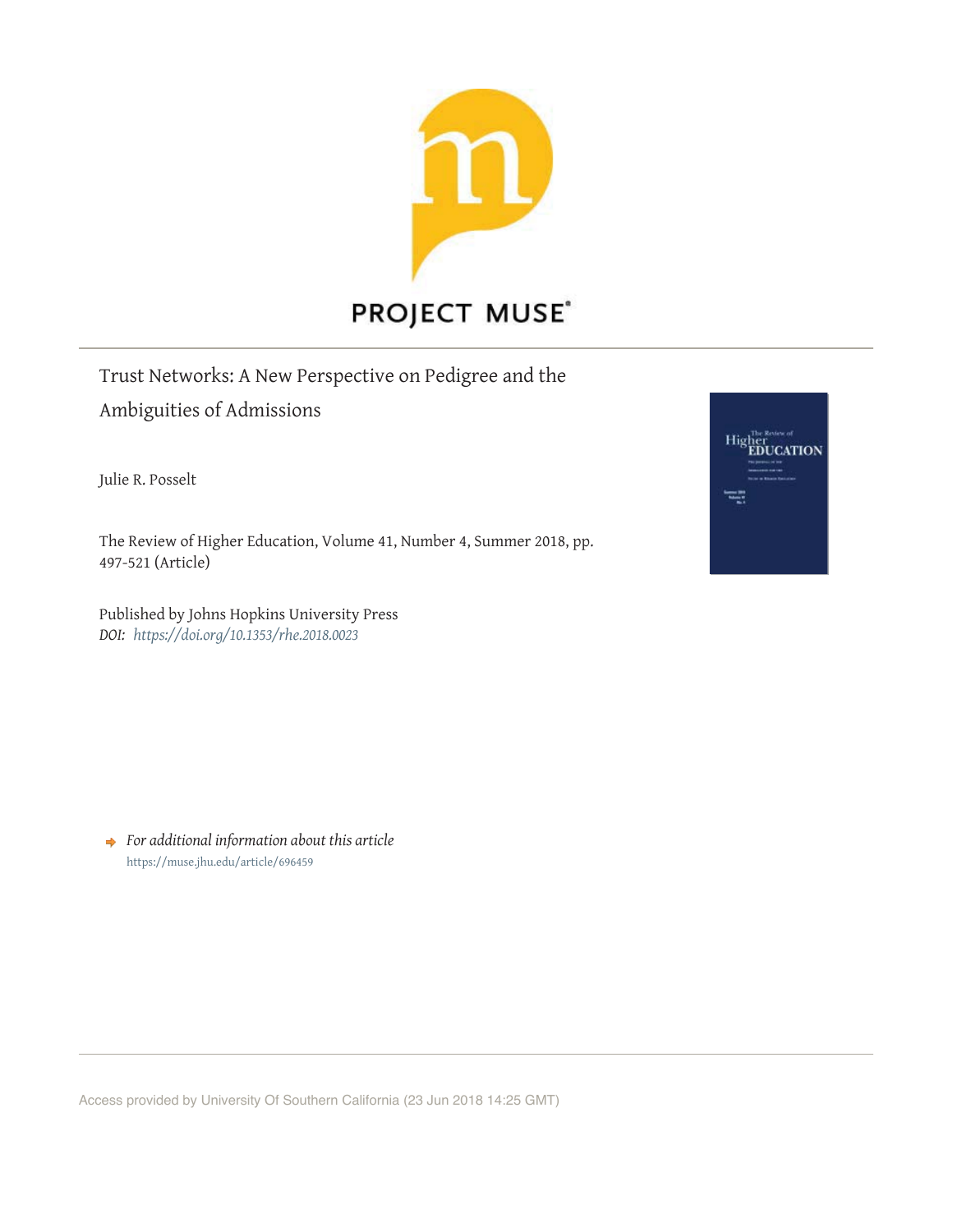PROJECT MUSE

Trust Networks: A New Perspective on Pedigree and the Ambiguities of Admissions

Julie R. Posselt

The Review of Higher Education, Volume 41, Number 4, Summer 2018, pp. 497-521 (Article)

Published by Johns Hopkins University Press
*DOI: https://doi.org/10.1353/rhe.2018.0023*

*For additional information about this article*
https://muse.jhu.edu/article/696459

Access provided by University Of Southern California (23 Jun 2018 14:25 GMT)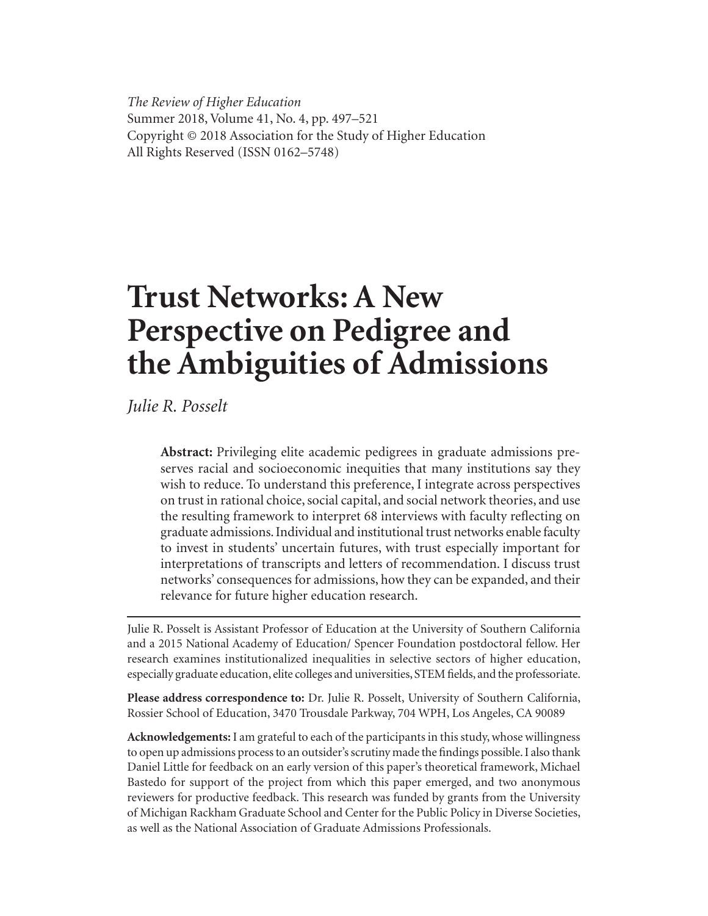*The Review of Higher Education*
Summer 2018, Volume 41, No. 4, pp. 497–521
Copyright © 2018 Association for the Study of Higher Education
All Rights Reserved (ISSN 0162–5748)

# Trust Networks: A New Perspective on Pedigree and the Ambiguities of Admissions

*Julie R. Posselt*

**Abstract:** Privileging elite academic pedigrees in graduate admissions preserves racial and socioeconomic inequities that many institutions say they wish to reduce. To understand this preference, I integrate across perspectives on trust in rational choice, social capital, and social network theories, and use the resulting framework to interpret 68 interviews with faculty reflecting on graduate admissions. Individual and institutional trust networks enable faculty to invest in students' uncertain futures, with trust especially important for interpretations of transcripts and letters of recommendation. I discuss trust networks' consequences for admissions, how they can be expanded, and their relevance for future higher education research.

---

Julie R. Posselt is Assistant Professor of Education at the University of Southern California and a 2015 National Academy of Education/ Spencer Foundation postdoctoral fellow. Her research examines institutionalized inequalities in selective sectors of higher education, especially graduate education, elite colleges and universities, STEM fields, and the professoriate.

**Please address correspondence to:** Dr. Julie R. Posselt, University of Southern California, Rossier School of Education, 3470 Trousdale Parkway, 704 WPH, Los Angeles, CA 90089

**Acknowledgements:** I am grateful to each of the participants in this study, whose willingness to open up admissions process to an outsider's scrutiny made the findings possible. I also thank Daniel Little for feedback on an early version of this paper's theoretical framework, Michael Bastedo for support of the project from which this paper emerged, and two anonymous reviewers for productive feedback. This research was funded by grants from the University of Michigan Rackham Graduate School and Center for the Public Policy in Diverse Societies, as well as the National Association of Graduate Admissions Professionals.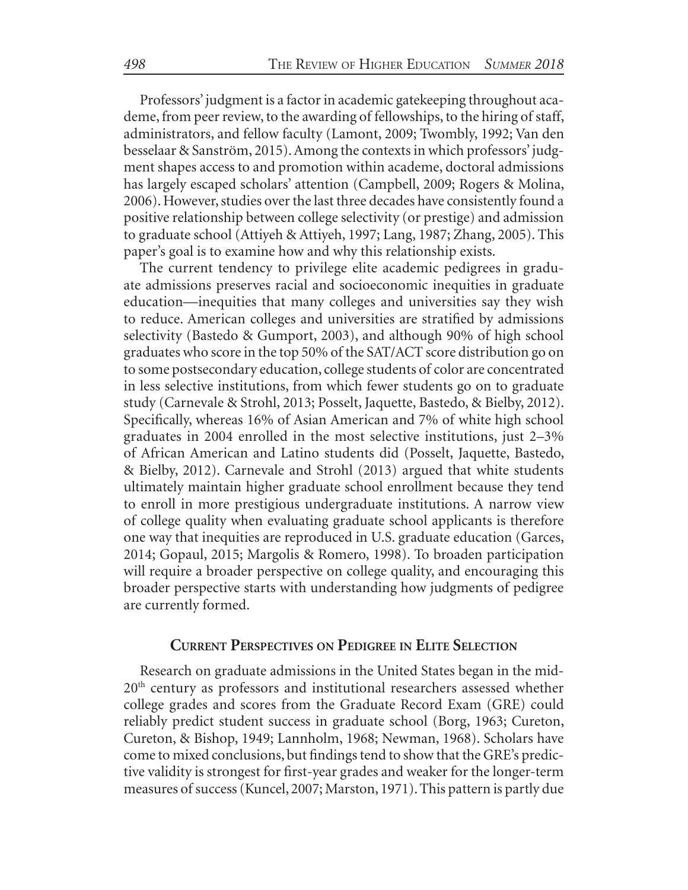Professors' judgment is a factor in academic gatekeeping throughout academe, from peer review, to the awarding of fellowships, to the hiring of staff, administrators, and fellow faculty (Lamont, 2009; Twombly, 1992; Van den besselaar & Sanström, 2015). Among the contexts in which professors' judgment shapes access to and promotion within academe, doctoral admissions has largely escaped scholars' attention (Campbell, 2009; Rogers & Molina, 2006). However, studies over the last three decades have consistently found a positive relationship between college selectivity (or prestige) and admission to graduate school (Attiyeh & Attiyeh, 1997; Lang, 1987; Zhang, 2005). This paper's goal is to examine how and why this relationship exists.

The current tendency to privilege elite academic pedigrees in graduate admissions preserves racial and socioeconomic inequities in graduate education—inequities that many colleges and universities say they wish to reduce. American colleges and universities are stratified by admissions selectivity (Bastedo & Gumport, 2003), and although 90% of high school graduates who score in the top 50% of the SAT/ACT score distribution go on to some postsecondary education, college students of color are concentrated in less selective institutions, from which fewer students go on to graduate study (Carnevale & Strohl, 2013; Posselt, Jaquette, Bastedo, & Bielby, 2012). Specifically, whereas 16% of Asian American and 7% of white high school graduates in 2004 enrolled in the most selective institutions, just 2–3% of African American and Latino students did (Posselt, Jaquette, Bastedo, & Bielby, 2012). Carnevale and Strohl (2013) argued that white students ultimately maintain higher graduate school enrollment because they tend to enroll in more prestigious undergraduate institutions. A narrow view of college quality when evaluating graduate school applicants is therefore one way that inequities are reproduced in U.S. graduate education (Garces, 2014; Gopaul, 2015; Margolis & Romero, 1998). To broaden participation will require a broader perspective on college quality, and encouraging this broader perspective starts with understanding how judgments of pedigree are currently formed.

## Current Perspectives on Pedigree in Elite Selection

Research on graduate admissions in the United States began in the mid-20th century as professors and institutional researchers assessed whether college grades and scores from the Graduate Record Exam (GRE) could reliably predict student success in graduate school (Borg, 1963; Cureton, Cureton, & Bishop, 1949; Lannholm, 1968; Newman, 1968). Scholars have come to mixed conclusions, but findings tend to show that the GRE's predictive validity is strongest for first-year grades and weaker for the longer-term measures of success (Kuncel, 2007; Marston, 1971). This pattern is partly due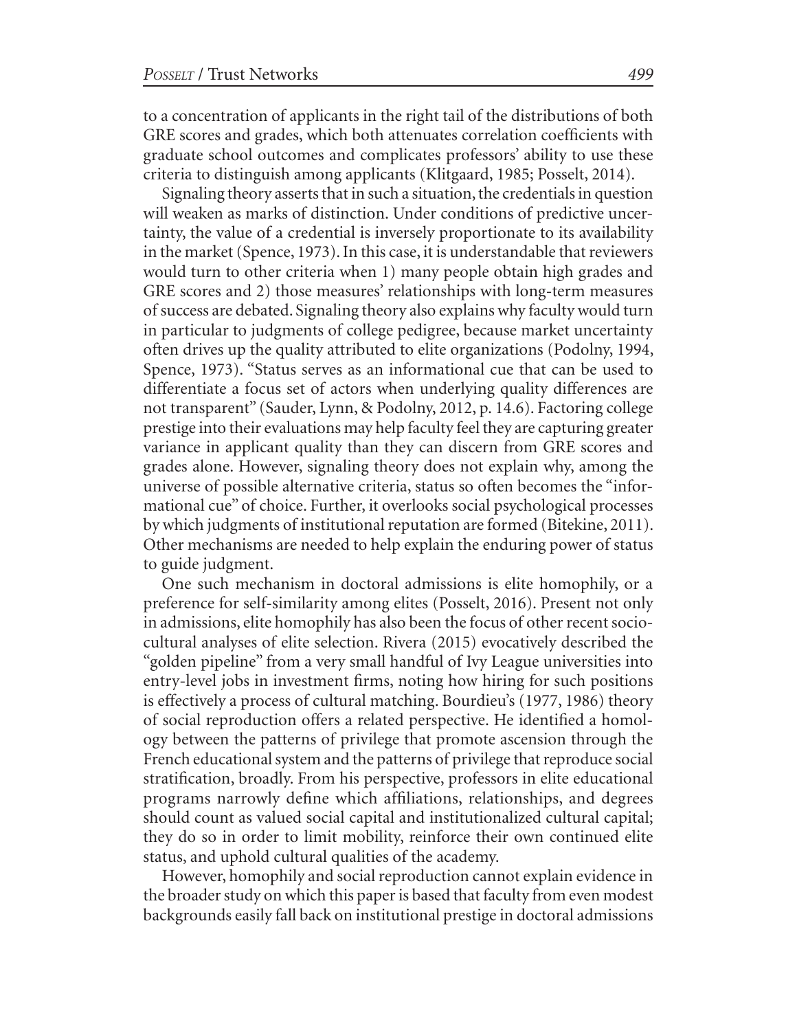to a concentration of applicants in the right tail of the distributions of both GRE scores and grades, which both attenuates correlation coefficients with graduate school outcomes and complicates professors' ability to use these criteria to distinguish among applicants (Klitgaard, 1985; Posselt, 2014).

Signaling theory asserts that in such a situation, the credentials in question will weaken as marks of distinction. Under conditions of predictive uncertainty, the value of a credential is inversely proportionate to its availability in the market (Spence, 1973). In this case, it is understandable that reviewers would turn to other criteria when 1) many people obtain high grades and GRE scores and 2) those measures' relationships with long-term measures of success are debated. Signaling theory also explains why faculty would turn in particular to judgments of college pedigree, because market uncertainty often drives up the quality attributed to elite organizations (Podolny, 1994, Spence, 1973). "Status serves as an informational cue that can be used to differentiate a focus set of actors when underlying quality differences are not transparent" (Sauder, Lynn, & Podolny, 2012, p. 14.6). Factoring college prestige into their evaluations may help faculty feel they are capturing greater variance in applicant quality than they can discern from GRE scores and grades alone. However, signaling theory does not explain why, among the universe of possible alternative criteria, status so often becomes the "informational cue" of choice. Further, it overlooks social psychological processes by which judgments of institutional reputation are formed (Bitekine, 2011). Other mechanisms are needed to help explain the enduring power of status to guide judgment.

One such mechanism in doctoral admissions is elite homophily, or a preference for self-similarity among elites (Posselt, 2016). Present not only in admissions, elite homophily has also been the focus of other recent sociocultural analyses of elite selection. Rivera (2015) evocatively described the "golden pipeline" from a very small handful of Ivy League universities into entry-level jobs in investment firms, noting how hiring for such positions is effectively a process of cultural matching. Bourdieu's (1977, 1986) theory of social reproduction offers a related perspective. He identified a homology between the patterns of privilege that promote ascension through the French educational system and the patterns of privilege that reproduce social stratification, broadly. From his perspective, professors in elite educational programs narrowly define which affiliations, relationships, and degrees should count as valued social capital and institutionalized cultural capital; they do so in order to limit mobility, reinforce their own continued elite status, and uphold cultural qualities of the academy.

However, homophily and social reproduction cannot explain evidence in the broader study on which this paper is based that faculty from even modest backgrounds easily fall back on institutional prestige in doctoral admissions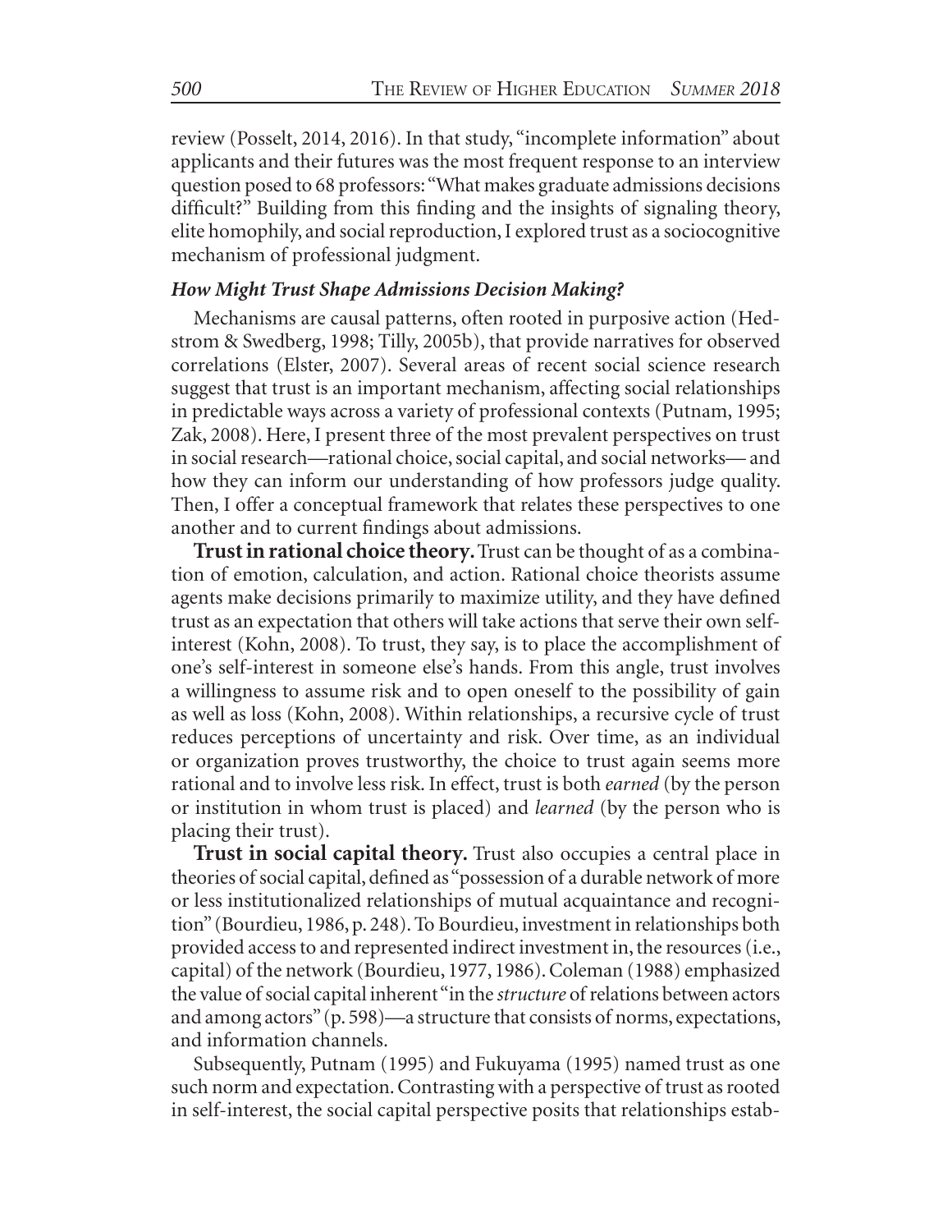review (Posselt, 2014, 2016). In that study, "incomplete information" about applicants and their futures was the most frequent response to an interview question posed to 68 professors: "What makes graduate admissions decisions difficult?" Building from this finding and the insights of signaling theory, elite homophily, and social reproduction, I explored trust as a sociocognitive mechanism of professional judgment.

### *How Might Trust Shape Admissions Decision Making?*

Mechanisms are causal patterns, often rooted in purposive action (Hedstrom & Swedberg, 1998; Tilly, 2005b), that provide narratives for observed correlations (Elster, 2007). Several areas of recent social science research suggest that trust is an important mechanism, affecting social relationships in predictable ways across a variety of professional contexts (Putnam, 1995; Zak, 2008). Here, I present three of the most prevalent perspectives on trust in social research—rational choice, social capital, and social networks— and how they can inform our understanding of how professors judge quality. Then, I offer a conceptual framework that relates these perspectives to one another and to current findings about admissions.

**Trust in rational choice theory.** Trust can be thought of as a combination of emotion, calculation, and action. Rational choice theorists assume agents make decisions primarily to maximize utility, and they have defined trust as an expectation that others will take actions that serve their own self-interest (Kohn, 2008). To trust, they say, is to place the accomplishment of one's self-interest in someone else's hands. From this angle, trust involves a willingness to assume risk and to open oneself to the possibility of gain as well as loss (Kohn, 2008). Within relationships, a recursive cycle of trust reduces perceptions of uncertainty and risk. Over time, as an individual or organization proves trustworthy, the choice to trust again seems more rational and to involve less risk. In effect, trust is both *earned* (by the person or institution in whom trust is placed) and *learned* (by the person who is placing their trust).

**Trust in social capital theory.** Trust also occupies a central place in theories of social capital, defined as "possession of a durable network of more or less institutionalized relationships of mutual acquaintance and recognition" (Bourdieu, 1986, p. 248). To Bourdieu, investment in relationships both provided access to and represented indirect investment in, the resources (i.e., capital) of the network (Bourdieu, 1977, 1986). Coleman (1988) emphasized the value of social capital inherent "in the *structure* of relations between actors and among actors" (p. 598)—a structure that consists of norms, expectations, and information channels.

Subsequently, Putnam (1995) and Fukuyama (1995) named trust as one such norm and expectation. Contrasting with a perspective of trust as rooted in self-interest, the social capital perspective posits that relationships estab-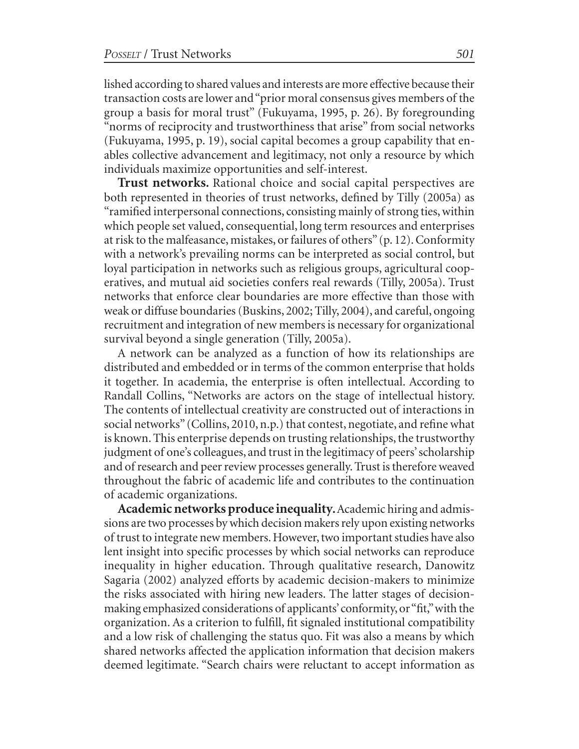lished according to shared values and interests are more effective because their transaction costs are lower and "prior moral consensus gives members of the group a basis for moral trust" (Fukuyama, 1995, p. 26). By foregrounding "norms of reciprocity and trustworthiness that arise" from social networks (Fukuyama, 1995, p. 19), social capital becomes a group capability that enables collective advancement and legitimacy, not only a resource by which individuals maximize opportunities and self-interest.

**Trust networks.** Rational choice and social capital perspectives are both represented in theories of trust networks, defined by Tilly (2005a) as "ramified interpersonal connections, consisting mainly of strong ties, within which people set valued, consequential, long term resources and enterprises at risk to the malfeasance, mistakes, or failures of others" (p. 12). Conformity with a network's prevailing norms can be interpreted as social control, but loyal participation in networks such as religious groups, agricultural cooperatives, and mutual aid societies confers real rewards (Tilly, 2005a). Trust networks that enforce clear boundaries are more effective than those with weak or diffuse boundaries (Buskins, 2002; Tilly, 2004), and careful, ongoing recruitment and integration of new members is necessary for organizational survival beyond a single generation (Tilly, 2005a).

A network can be analyzed as a function of how its relationships are distributed and embedded or in terms of the common enterprise that holds it together. In academia, the enterprise is often intellectual. According to Randall Collins, "Networks are actors on the stage of intellectual history. The contents of intellectual creativity are constructed out of interactions in social networks" (Collins, 2010, n.p.) that contest, negotiate, and refine what is known. This enterprise depends on trusting relationships, the trustworthy judgment of one's colleagues, and trust in the legitimacy of peers' scholarship and of research and peer review processes generally. Trust is therefore weaved throughout the fabric of academic life and contributes to the continuation of academic organizations.

**Academic networks produce inequality.** Academic hiring and admissions are two processes by which decision makers rely upon existing networks of trust to integrate new members. However, two important studies have also lent insight into specific processes by which social networks can reproduce inequality in higher education. Through qualitative research, Danowitz Sagaria (2002) analyzed efforts by academic decision-makers to minimize the risks associated with hiring new leaders. The latter stages of decision-making emphasized considerations of applicants' conformity, or "fit," with the organization. As a criterion to fulfill, fit signaled institutional compatibility and a low risk of challenging the status quo. Fit was also a means by which shared networks affected the application information that decision makers deemed legitimate. "Search chairs were reluctant to accept information as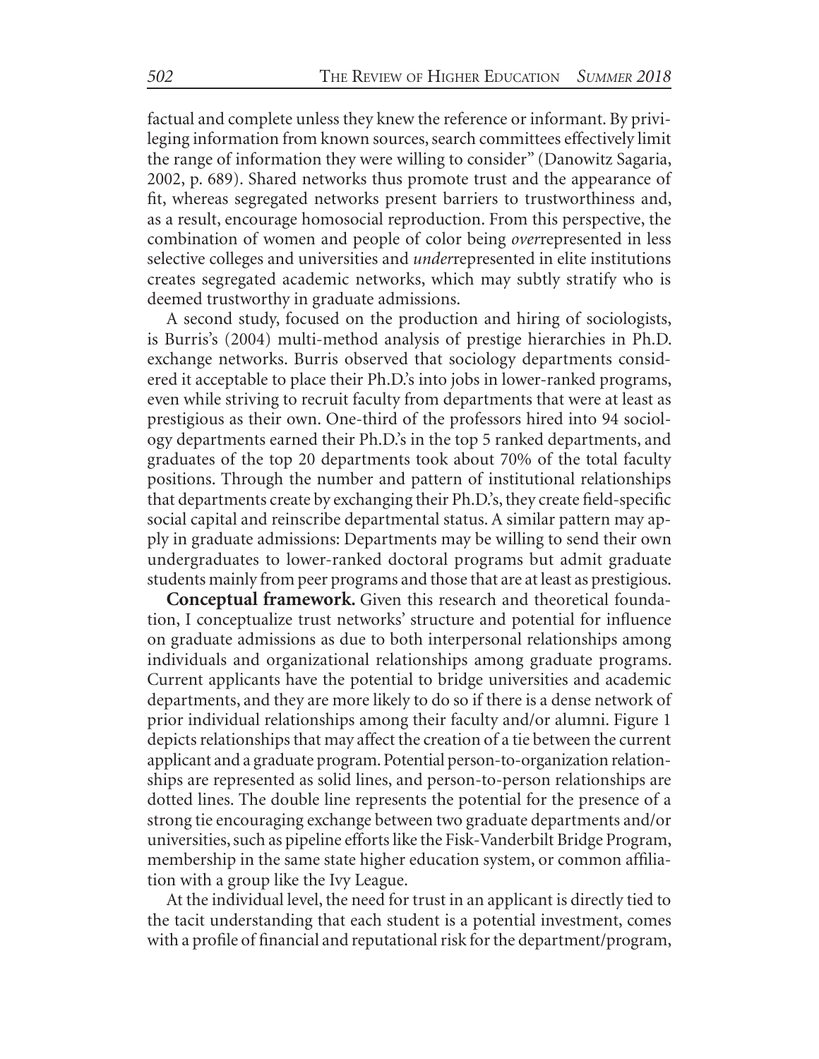factual and complete unless they knew the reference or informant. By privileging information from known sources, search committees effectively limit the range of information they were willing to consider" (Danowitz Sagaria, 2002, p. 689). Shared networks thus promote trust and the appearance of fit, whereas segregated networks present barriers to trustworthiness and, as a result, encourage homosocial reproduction. From this perspective, the combination of women and people of color being *over*represented in less selective colleges and universities and *under*represented in elite institutions creates segregated academic networks, which may subtly stratify who is deemed trustworthy in graduate admissions.

A second study, focused on the production and hiring of sociologists, is Burris's (2004) multi-method analysis of prestige hierarchies in Ph.D. exchange networks. Burris observed that sociology departments considered it acceptable to place their Ph.D.'s into jobs in lower-ranked programs, even while striving to recruit faculty from departments that were at least as prestigious as their own. One-third of the professors hired into 94 sociology departments earned their Ph.D.'s in the top 5 ranked departments, and graduates of the top 20 departments took about 70% of the total faculty positions. Through the number and pattern of institutional relationships that departments create by exchanging their Ph.D.'s, they create field-specific social capital and reinscribe departmental status. A similar pattern may apply in graduate admissions: Departments may be willing to send their own undergraduates to lower-ranked doctoral programs but admit graduate students mainly from peer programs and those that are at least as prestigious.

**Conceptual framework.** Given this research and theoretical foundation, I conceptualize trust networks' structure and potential for influence on graduate admissions as due to both interpersonal relationships among individuals and organizational relationships among graduate programs. Current applicants have the potential to bridge universities and academic departments, and they are more likely to do so if there is a dense network of prior individual relationships among their faculty and/or alumni. Figure 1 depicts relationships that may affect the creation of a tie between the current applicant and a graduate program. Potential person-to-organization relationships are represented as solid lines, and person-to-person relationships are dotted lines. The double line represents the potential for the presence of a strong tie encouraging exchange between two graduate departments and/or universities, such as pipeline efforts like the Fisk-Vanderbilt Bridge Program, membership in the same state higher education system, or common affiliation with a group like the Ivy League.

At the individual level, the need for trust in an applicant is directly tied to the tacit understanding that each student is a potential investment, comes with a profile of financial and reputational risk for the department/program,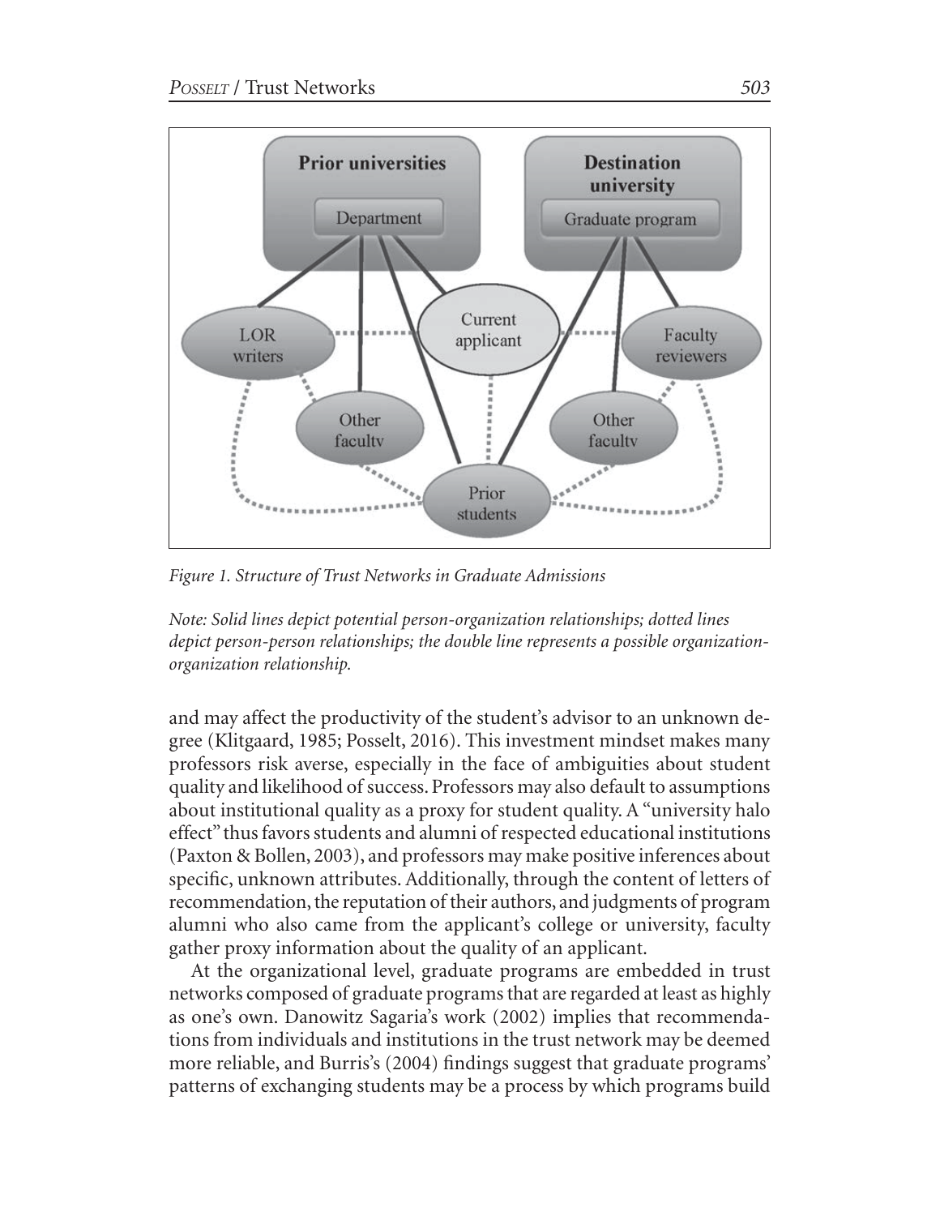*Figure 1. Structure of Trust Networks in Graduate Admissions*

*Note: Solid lines depict potential person-organization relationships; dotted lines depict person-person relationships; the double line represents a possible organization-organization relationship.*

and may affect the productivity of the student's advisor to an unknown degree (Klitgaard, 1985; Posselt, 2016). This investment mindset makes many professors risk averse, especially in the face of ambiguities about student quality and likelihood of success. Professors may also default to assumptions about institutional quality as a proxy for student quality. A "university halo effect" thus favors students and alumni of respected educational institutions (Paxton & Bollen, 2003), and professors may make positive inferences about specific, unknown attributes. Additionally, through the content of letters of recommendation, the reputation of their authors, and judgments of program alumni who also came from the applicant's college or university, faculty gather proxy information about the quality of an applicant.

At the organizational level, graduate programs are embedded in trust networks composed of graduate programs that are regarded at least as highly as one's own. Danowitz Sagaria's work (2002) implies that recommendations from individuals and institutions in the trust network may be deemed more reliable, and Burris's (2004) findings suggest that graduate programs' patterns of exchanging students may be a process by which programs build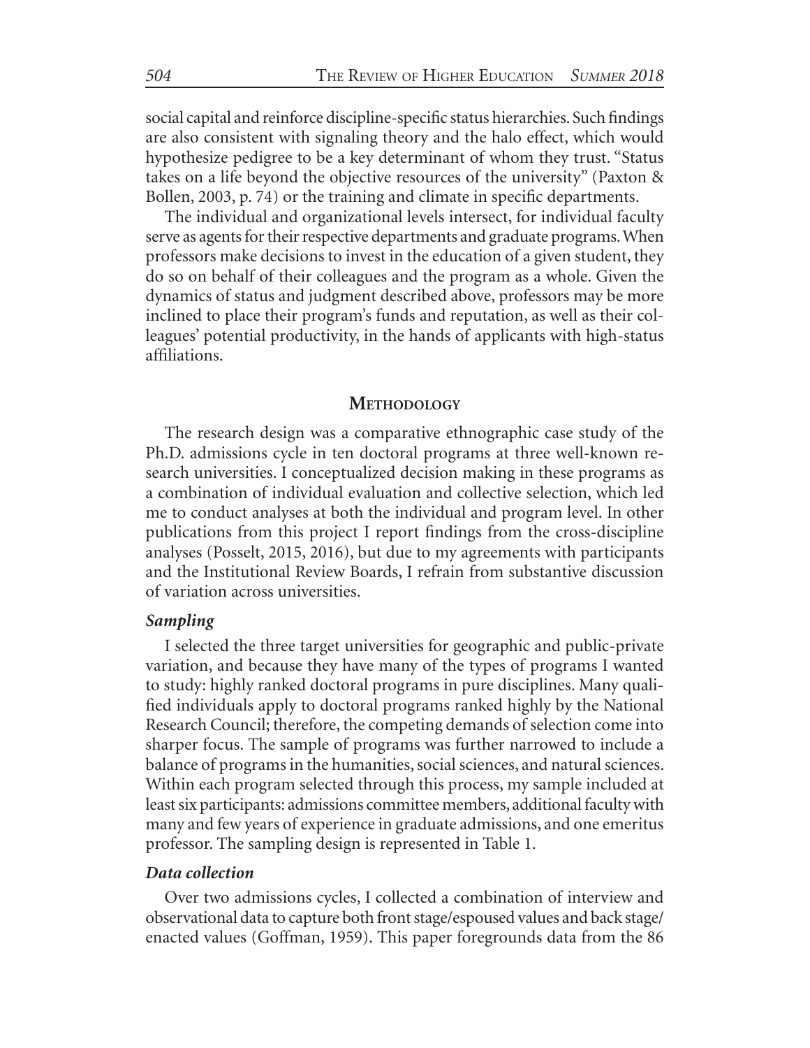social capital and reinforce discipline-specific status hierarchies. Such findings are also consistent with signaling theory and the halo effect, which would hypothesize pedigree to be a key determinant of whom they trust. "Status takes on a life beyond the objective resources of the university" (Paxton & Bollen, 2003, p. 74) or the training and climate in specific departments.

The individual and organizational levels intersect, for individual faculty serve as agents for their respective departments and graduate programs. When professors make decisions to invest in the education of a given student, they do so on behalf of their colleagues and the program as a whole. Given the dynamics of status and judgment described above, professors may be more inclined to place their program's funds and reputation, as well as their colleagues' potential productivity, in the hands of applicants with high-status affiliations.

## Methodology

The research design was a comparative ethnographic case study of the Ph.D. admissions cycle in ten doctoral programs at three well-known research universities. I conceptualized decision making in these programs as a combination of individual evaluation and collective selection, which led me to conduct analyses at both the individual and program level. In other publications from this project I report findings from the cross-discipline analyses (Posselt, 2015, 2016), but due to my agreements with participants and the Institutional Review Boards, I refrain from substantive discussion of variation across universities.

### *Sampling*

I selected the three target universities for geographic and public-private variation, and because they have many of the types of programs I wanted to study: highly ranked doctoral programs in pure disciplines. Many qualified individuals apply to doctoral programs ranked highly by the National Research Council; therefore, the competing demands of selection come into sharper focus. The sample of programs was further narrowed to include a balance of programs in the humanities, social sciences, and natural sciences. Within each program selected through this process, my sample included at least six participants: admissions committee members, additional faculty with many and few years of experience in graduate admissions, and one emeritus professor. The sampling design is represented in Table 1.

### *Data collection*

Over two admissions cycles, I collected a combination of interview and observational data to capture both front stage/espoused values and back stage/enacted values (Goffman, 1959). This paper foregrounds data from the 86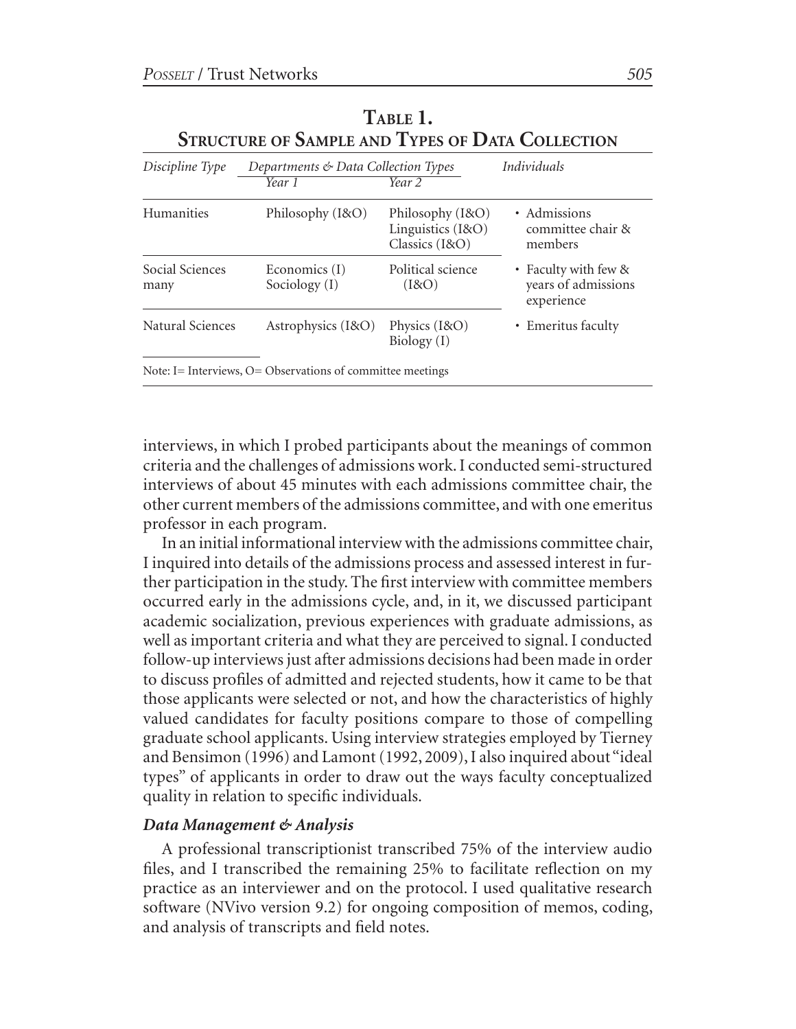**TABLE 1.**
**STRUCTURE OF SAMPLE AND TYPES OF DATA COLLECTION**

| *Discipline Type* | *Departments & Data Collection Types* | | *Individuals* |
|---|---|---|---|
| | *Year 1* | *Year 2* | |
| Humanities | Philosophy (I&O) | Philosophy (I&O)<br>Linguistics (I&O)<br>Classics (I&O) | • Admissions committee chair & members |
| Social Sciences many | Economics (I)<br>Sociology (I) | Political science (I&O) | • Faculty with few & years of admissions experience |
| Natural Sciences | Astrophysics (I&O) | Physics (I&O)<br>Biology (I) | • Emeritus faculty |

Note: I= Interviews, O= Observations of committee meetings

interviews, in which I probed participants about the meanings of common criteria and the challenges of admissions work. I conducted semi-structured interviews of about 45 minutes with each admissions committee chair, the other current members of the admissions committee, and with one emeritus professor in each program.

In an initial informational interview with the admissions committee chair, I inquired into details of the admissions process and assessed interest in further participation in the study. The first interview with committee members occurred early in the admissions cycle, and, in it, we discussed participant academic socialization, previous experiences with graduate admissions, as well as important criteria and what they are perceived to signal. I conducted follow-up interviews just after admissions decisions had been made in order to discuss profiles of admitted and rejected students, how it came to be that those applicants were selected or not, and how the characteristics of highly valued candidates for faculty positions compare to those of compelling graduate school applicants. Using interview strategies employed by Tierney and Bensimon (1996) and Lamont (1992, 2009), I also inquired about "ideal types" of applicants in order to draw out the ways faculty conceptualized quality in relation to specific individuals.

### *Data Management & Analysis*

A professional transcriptionist transcribed 75% of the interview audio files, and I transcribed the remaining 25% to facilitate reflection on my practice as an interviewer and on the protocol. I used qualitative research software (NVivo version 9.2) for ongoing composition of memos, coding, and analysis of transcripts and field notes.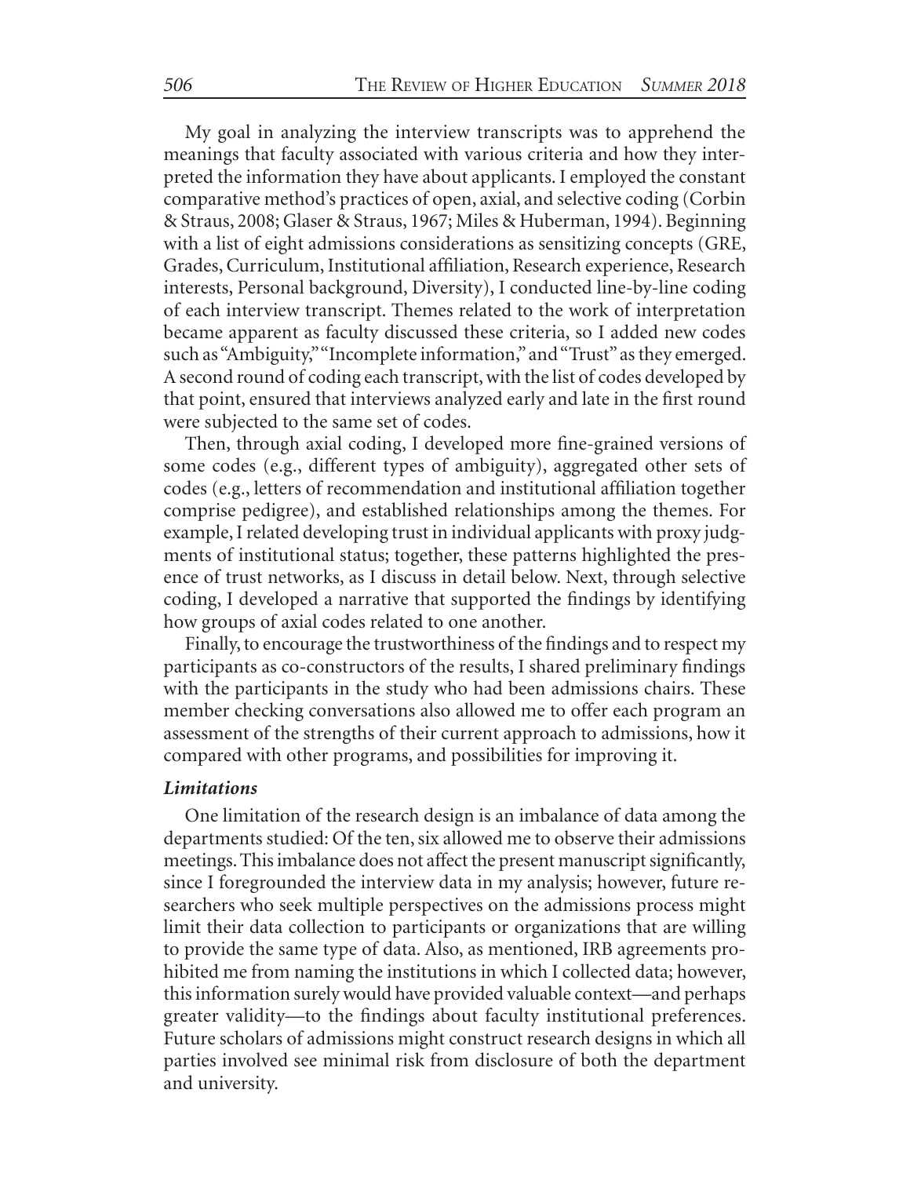My goal in analyzing the interview transcripts was to apprehend the meanings that faculty associated with various criteria and how they interpreted the information they have about applicants. I employed the constant comparative method's practices of open, axial, and selective coding (Corbin & Straus, 2008; Glaser & Straus, 1967; Miles & Huberman, 1994). Beginning with a list of eight admissions considerations as sensitizing concepts (GRE, Grades, Curriculum, Institutional affiliation, Research experience, Research interests, Personal background, Diversity), I conducted line-by-line coding of each interview transcript. Themes related to the work of interpretation became apparent as faculty discussed these criteria, so I added new codes such as "Ambiguity," "Incomplete information," and "Trust" as they emerged. A second round of coding each transcript, with the list of codes developed by that point, ensured that interviews analyzed early and late in the first round were subjected to the same set of codes.

Then, through axial coding, I developed more fine-grained versions of some codes (e.g., different types of ambiguity), aggregated other sets of codes (e.g., letters of recommendation and institutional affiliation together comprise pedigree), and established relationships among the themes. For example, I related developing trust in individual applicants with proxy judgments of institutional status; together, these patterns highlighted the presence of trust networks, as I discuss in detail below. Next, through selective coding, I developed a narrative that supported the findings by identifying how groups of axial codes related to one another.

Finally, to encourage the trustworthiness of the findings and to respect my participants as co-constructors of the results, I shared preliminary findings with the participants in the study who had been admissions chairs. These member checking conversations also allowed me to offer each program an assessment of the strengths of their current approach to admissions, how it compared with other programs, and possibilities for improving it.

### *Limitations*

One limitation of the research design is an imbalance of data among the departments studied: Of the ten, six allowed me to observe their admissions meetings. This imbalance does not affect the present manuscript significantly, since I foregrounded the interview data in my analysis; however, future researchers who seek multiple perspectives on the admissions process might limit their data collection to participants or organizations that are willing to provide the same type of data. Also, as mentioned, IRB agreements prohibited me from naming the institutions in which I collected data; however, this information surely would have provided valuable context—and perhaps greater validity—to the findings about faculty institutional preferences. Future scholars of admissions might construct research designs in which all parties involved see minimal risk from disclosure of both the department and university.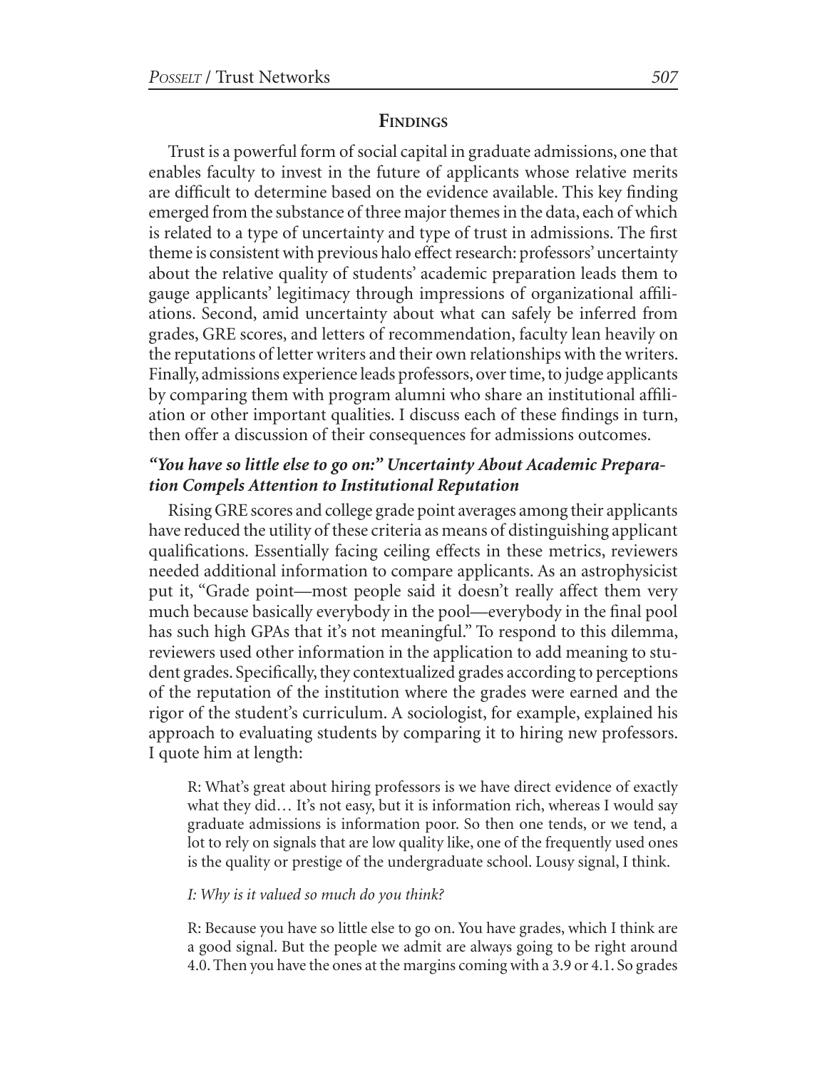## Findings

Trust is a powerful form of social capital in graduate admissions, one that enables faculty to invest in the future of applicants whose relative merits are difficult to determine based on the evidence available. This key finding emerged from the substance of three major themes in the data, each of which is related to a type of uncertainty and type of trust in admissions. The first theme is consistent with previous halo effect research: professors' uncertainty about the relative quality of students' academic preparation leads them to gauge applicants' legitimacy through impressions of organizational affiliations. Second, amid uncertainty about what can safely be inferred from grades, GRE scores, and letters of recommendation, faculty lean heavily on the reputations of letter writers and their own relationships with the writers. Finally, admissions experience leads professors, over time, to judge applicants by comparing them with program alumni who share an institutional affiliation or other important qualities. I discuss each of these findings in turn, then offer a discussion of their consequences for admissions outcomes.

### *"You have so little else to go on:" Uncertainty About Academic Preparation Compels Attention to Institutional Reputation*

Rising GRE scores and college grade point averages among their applicants have reduced the utility of these criteria as means of distinguishing applicant qualifications. Essentially facing ceiling effects in these metrics, reviewers needed additional information to compare applicants. As an astrophysicist put it, "Grade point—most people said it doesn't really affect them very much because basically everybody in the pool—everybody in the final pool has such high GPAs that it's not meaningful." To respond to this dilemma, reviewers used other information in the application to add meaning to student grades. Specifically, they contextualized grades according to perceptions of the reputation of the institution where the grades were earned and the rigor of the student's curriculum. A sociologist, for example, explained his approach to evaluating students by comparing it to hiring new professors. I quote him at length:

> R: What's great about hiring professors is we have direct evidence of exactly what they did… It's not easy, but it is information rich, whereas I would say graduate admissions is information poor. So then one tends, or we tend, a lot to rely on signals that are low quality like, one of the frequently used ones is the quality or prestige of the undergraduate school. Lousy signal, I think.
>
> *I: Why is it valued so much do you think?*
>
> R: Because you have so little else to go on. You have grades, which I think are a good signal. But the people we admit are always going to be right around 4.0. Then you have the ones at the margins coming with a 3.9 or 4.1. So grades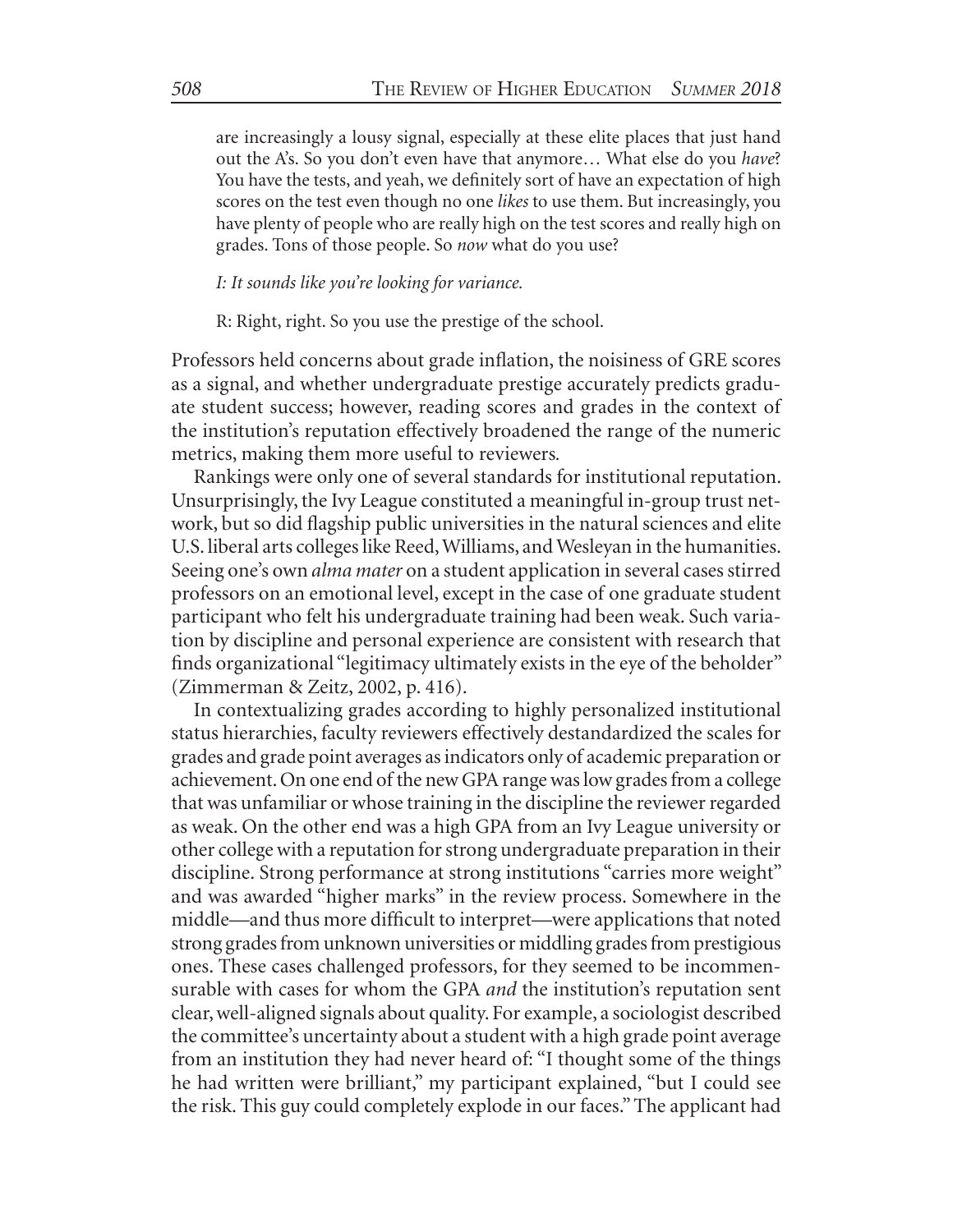are increasingly a lousy signal, especially at these elite places that just hand out the A's. So you don't even have that anymore… What else do you *have*? You have the tests, and yeah, we definitely sort of have an expectation of high scores on the test even though no one *likes* to use them. But increasingly, you have plenty of people who are really high on the test scores and really high on grades. Tons of those people. So *now* what do you use?

> *I: It sounds like you're looking for variance.*
>
> R: Right, right. So you use the prestige of the school.

Professors held concerns about grade inflation, the noisiness of GRE scores as a signal, and whether undergraduate prestige accurately predicts graduate student success; however, reading scores and grades in the context of the institution's reputation effectively broadened the range of the numeric metrics, making them more useful to reviewers.

Rankings were only one of several standards for institutional reputation. Unsurprisingly, the Ivy League constituted a meaningful in-group trust network, but so did flagship public universities in the natural sciences and elite U.S. liberal arts colleges like Reed, Williams, and Wesleyan in the humanities. Seeing one's own *alma mater* on a student application in several cases stirred professors on an emotional level, except in the case of one graduate student participant who felt his undergraduate training had been weak. Such variation by discipline and personal experience are consistent with research that finds organizational "legitimacy ultimately exists in the eye of the beholder" (Zimmerman & Zeitz, 2002, p. 416).

In contextualizing grades according to highly personalized institutional status hierarchies, faculty reviewers effectively destandardized the scales for grades and grade point averages as indicators only of academic preparation or achievement. On one end of the new GPA range was low grades from a college that was unfamiliar or whose training in the discipline the reviewer regarded as weak. On the other end was a high GPA from an Ivy League university or other college with a reputation for strong undergraduate preparation in their discipline. Strong performance at strong institutions "carries more weight" and was awarded "higher marks" in the review process. Somewhere in the middle—and thus more difficult to interpret—were applications that noted strong grades from unknown universities or middling grades from prestigious ones. These cases challenged professors, for they seemed to be incommensurable with cases for whom the GPA *and* the institution's reputation sent clear, well-aligned signals about quality. For example, a sociologist described the committee's uncertainty about a student with a high grade point average from an institution they had never heard of: "I thought some of the things he had written were brilliant," my participant explained, "but I could see the risk. This guy could completely explode in our faces." The applicant had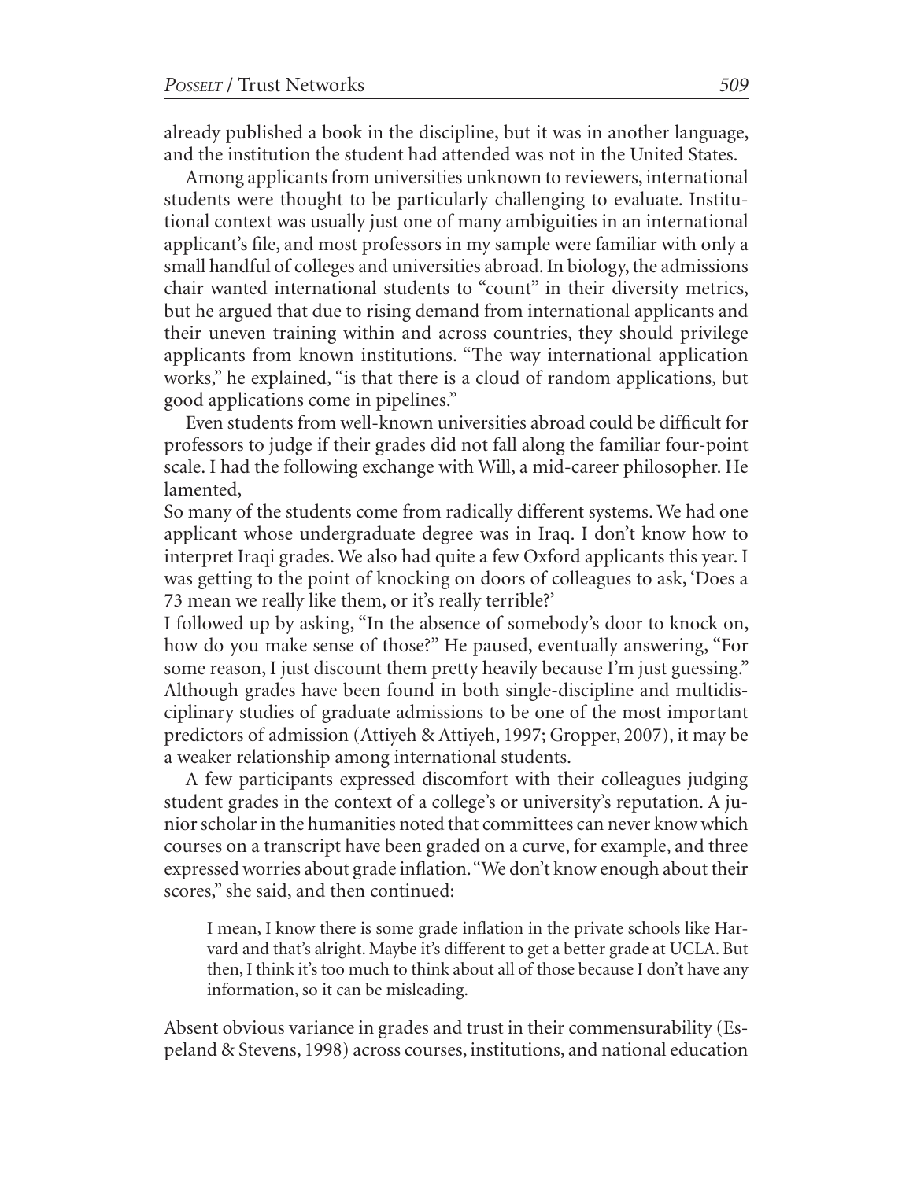already published a book in the discipline, but it was in another language, and the institution the student had attended was not in the United States.

Among applicants from universities unknown to reviewers, international students were thought to be particularly challenging to evaluate. Institutional context was usually just one of many ambiguities in an international applicant's file, and most professors in my sample were familiar with only a small handful of colleges and universities abroad. In biology, the admissions chair wanted international students to "count" in their diversity metrics, but he argued that due to rising demand from international applicants and their uneven training within and across countries, they should privilege applicants from known institutions. "The way international application works," he explained, "is that there is a cloud of random applications, but good applications come in pipelines."

Even students from well-known universities abroad could be difficult for professors to judge if their grades did not fall along the familiar four-point scale. I had the following exchange with Will, a mid-career philosopher. He lamented,

So many of the students come from radically different systems. We had one applicant whose undergraduate degree was in Iraq. I don't know how to interpret Iraqi grades. We also had quite a few Oxford applicants this year. I was getting to the point of knocking on doors of colleagues to ask, 'Does a 73 mean we really like them, or it's really terrible?'

I followed up by asking, "In the absence of somebody's door to knock on, how do you make sense of those?" He paused, eventually answering, "For some reason, I just discount them pretty heavily because I'm just guessing." Although grades have been found in both single-discipline and multidisciplinary studies of graduate admissions to be one of the most important predictors of admission (Attiyeh & Attiyeh, 1997; Gropper, 2007), it may be a weaker relationship among international students.

A few participants expressed discomfort with their colleagues judging student grades in the context of a college's or university's reputation. A junior scholar in the humanities noted that committees can never know which courses on a transcript have been graded on a curve, for example, and three expressed worries about grade inflation. "We don't know enough about their scores," she said, and then continued:

> I mean, I know there is some grade inflation in the private schools like Harvard and that's alright. Maybe it's different to get a better grade at UCLA. But then, I think it's too much to think about all of those because I don't have any information, so it can be misleading.

Absent obvious variance in grades and trust in their commensurability (Espeland & Stevens, 1998) across courses, institutions, and national education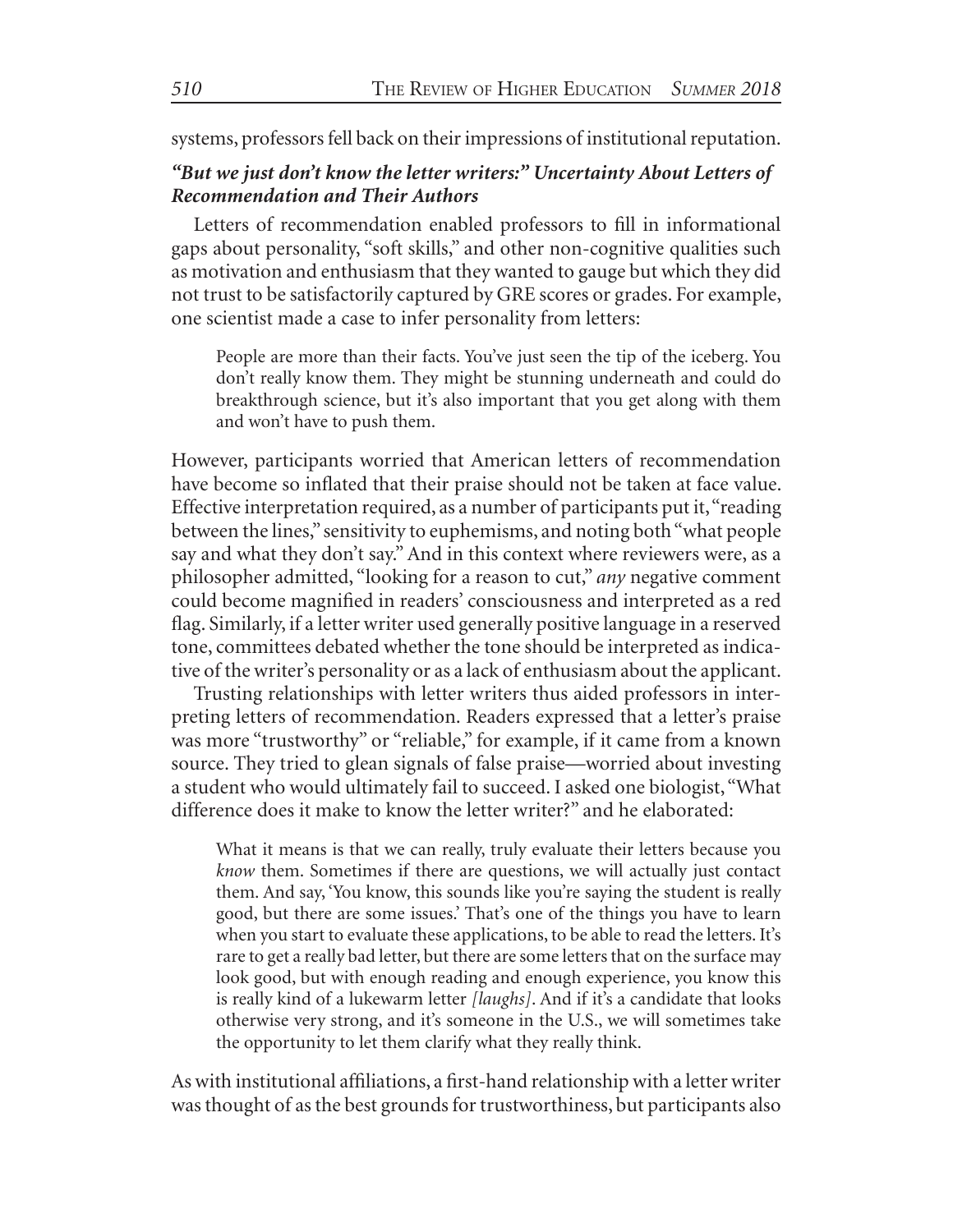systems, professors fell back on their impressions of institutional reputation.

### *"But we just don't know the letter writers:" Uncertainty About Letters of Recommendation and Their Authors*

Letters of recommendation enabled professors to fill in informational gaps about personality, "soft skills," and other non-cognitive qualities such as motivation and enthusiasm that they wanted to gauge but which they did not trust to be satisfactorily captured by GRE scores or grades. For example, one scientist made a case to infer personality from letters:

> People are more than their facts. You've just seen the tip of the iceberg. You don't really know them. They might be stunning underneath and could do breakthrough science, but it's also important that you get along with them and won't have to push them.

However, participants worried that American letters of recommendation have become so inflated that their praise should not be taken at face value. Effective interpretation required, as a number of participants put it, "reading between the lines," sensitivity to euphemisms, and noting both "what people say and what they don't say." And in this context where reviewers were, as a philosopher admitted, "looking for a reason to cut," *any* negative comment could become magnified in readers' consciousness and interpreted as a red flag. Similarly, if a letter writer used generally positive language in a reserved tone, committees debated whether the tone should be interpreted as indicative of the writer's personality or as a lack of enthusiasm about the applicant.

Trusting relationships with letter writers thus aided professors in interpreting letters of recommendation. Readers expressed that a letter's praise was more "trustworthy" or "reliable," for example, if it came from a known source. They tried to glean signals of false praise—worried about investing a student who would ultimately fail to succeed. I asked one biologist, "What difference does it make to know the letter writer?" and he elaborated:

> What it means is that we can really, truly evaluate their letters because you *know* them. Sometimes if there are questions, we will actually just contact them. And say, 'You know, this sounds like you're saying the student is really good, but there are some issues.' That's one of the things you have to learn when you start to evaluate these applications, to be able to read the letters. It's rare to get a really bad letter, but there are some letters that on the surface may look good, but with enough reading and enough experience, you know this is really kind of a lukewarm letter *[laughs]*. And if it's a candidate that looks otherwise very strong, and it's someone in the U.S., we will sometimes take the opportunity to let them clarify what they really think.

As with institutional affiliations, a first-hand relationship with a letter writer was thought of as the best grounds for trustworthiness, but participants also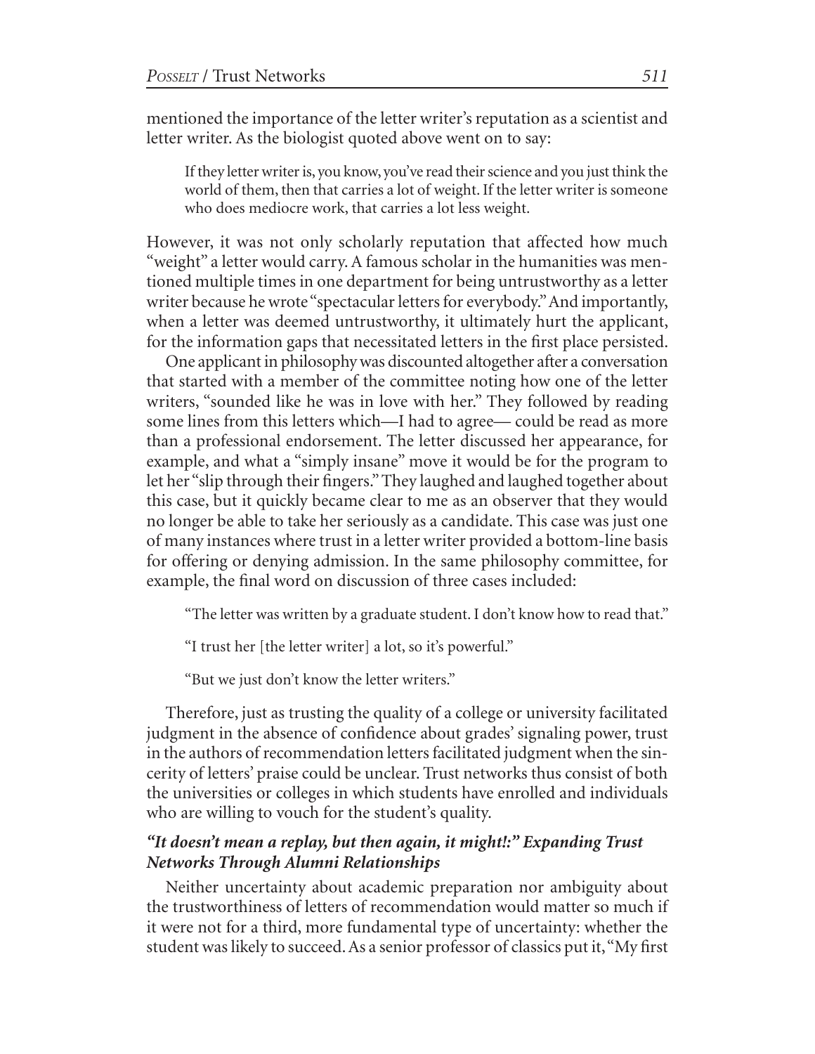mentioned the importance of the letter writer's reputation as a scientist and letter writer. As the biologist quoted above went on to say:

> If they letter writer is, you know, you've read their science and you just think the world of them, then that carries a lot of weight. If the letter writer is someone who does mediocre work, that carries a lot less weight.

However, it was not only scholarly reputation that affected how much "weight" a letter would carry. A famous scholar in the humanities was mentioned multiple times in one department for being untrustworthy as a letter writer because he wrote "spectacular letters for everybody." And importantly, when a letter was deemed untrustworthy, it ultimately hurt the applicant, for the information gaps that necessitated letters in the first place persisted.

One applicant in philosophy was discounted altogether after a conversation that started with a member of the committee noting how one of the letter writers, "sounded like he was in love with her." They followed by reading some lines from this letters which—I had to agree— could be read as more than a professional endorsement. The letter discussed her appearance, for example, and what a "simply insane" move it would be for the program to let her "slip through their fingers." They laughed and laughed together about this case, but it quickly became clear to me as an observer that they would no longer be able to take her seriously as a candidate. This case was just one of many instances where trust in a letter writer provided a bottom-line basis for offering or denying admission. In the same philosophy committee, for example, the final word on discussion of three cases included:

> "The letter was written by a graduate student. I don't know how to read that."
>
> "I trust her [the letter writer] a lot, so it's powerful."
>
> "But we just don't know the letter writers."

Therefore, just as trusting the quality of a college or university facilitated judgment in the absence of confidence about grades' signaling power, trust in the authors of recommendation letters facilitated judgment when the sincerity of letters' praise could be unclear. Trust networks thus consist of both the universities or colleges in which students have enrolled and individuals who are willing to vouch for the student's quality.

### *"It doesn't mean a replay, but then again, it might!:" Expanding Trust Networks Through Alumni Relationships*

Neither uncertainty about academic preparation nor ambiguity about the trustworthiness of letters of recommendation would matter so much if it were not for a third, more fundamental type of uncertainty: whether the student was likely to succeed. As a senior professor of classics put it, "My first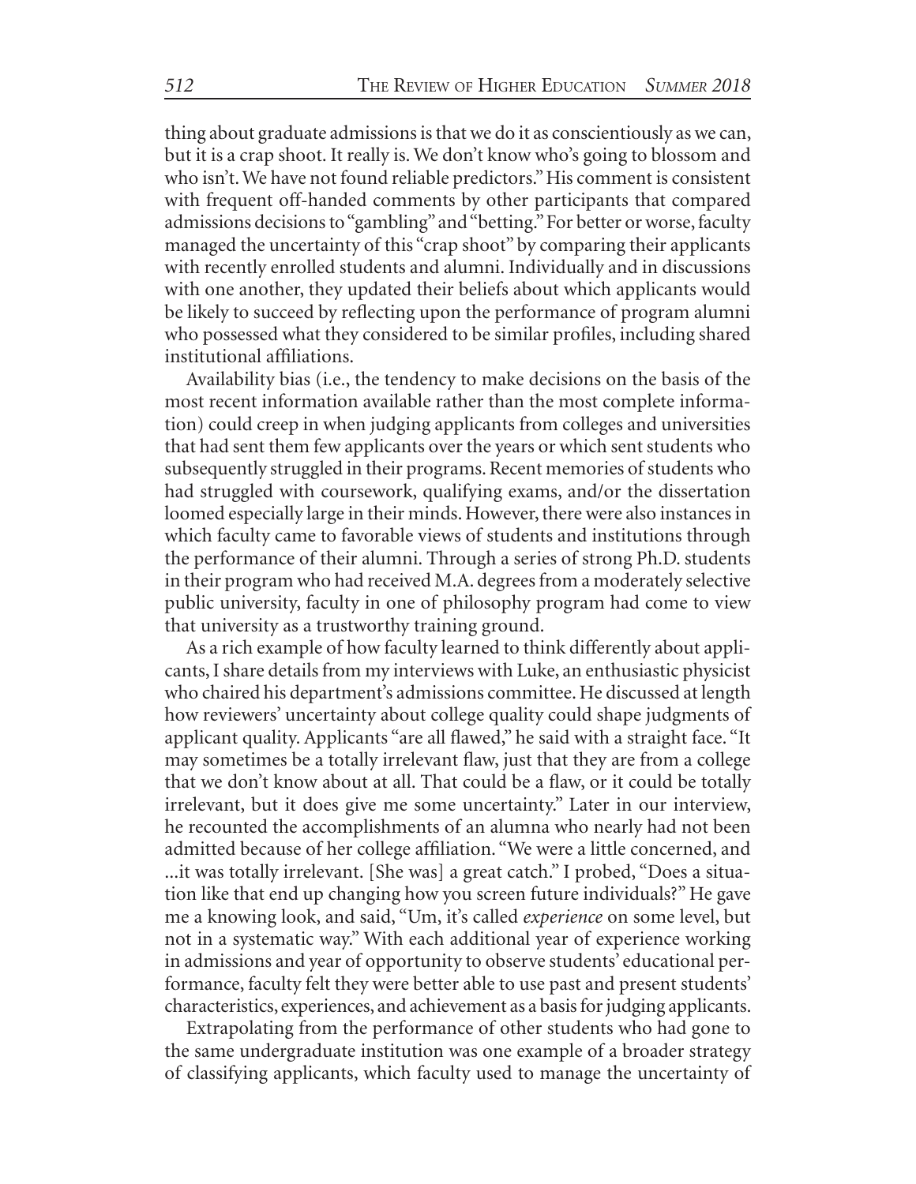thing about graduate admissions is that we do it as conscientiously as we can, but it is a crap shoot. It really is. We don't know who's going to blossom and who isn't. We have not found reliable predictors." His comment is consistent with frequent off-handed comments by other participants that compared admissions decisions to "gambling" and "betting." For better or worse, faculty managed the uncertainty of this "crap shoot" by comparing their applicants with recently enrolled students and alumni. Individually and in discussions with one another, they updated their beliefs about which applicants would be likely to succeed by reflecting upon the performance of program alumni who possessed what they considered to be similar profiles, including shared institutional affiliations.

Availability bias (i.e., the tendency to make decisions on the basis of the most recent information available rather than the most complete information) could creep in when judging applicants from colleges and universities that had sent them few applicants over the years or which sent students who subsequently struggled in their programs. Recent memories of students who had struggled with coursework, qualifying exams, and/or the dissertation loomed especially large in their minds. However, there were also instances in which faculty came to favorable views of students and institutions through the performance of their alumni. Through a series of strong Ph.D. students in their program who had received M.A. degrees from a moderately selective public university, faculty in one of philosophy program had come to view that university as a trustworthy training ground.

As a rich example of how faculty learned to think differently about applicants, I share details from my interviews with Luke, an enthusiastic physicist who chaired his department's admissions committee. He discussed at length how reviewers' uncertainty about college quality could shape judgments of applicant quality. Applicants "are all flawed," he said with a straight face. "It may sometimes be a totally irrelevant flaw, just that they are from a college that we don't know about at all. That could be a flaw, or it could be totally irrelevant, but it does give me some uncertainty." Later in our interview, he recounted the accomplishments of an alumna who nearly had not been admitted because of her college affiliation. "We were a little concerned, and ...it was totally irrelevant. [She was] a great catch." I probed, "Does a situation like that end up changing how you screen future individuals?" He gave me a knowing look, and said, "Um, it's called *experience* on some level, but not in a systematic way." With each additional year of experience working in admissions and year of opportunity to observe students' educational performance, faculty felt they were better able to use past and present students' characteristics, experiences, and achievement as a basis for judging applicants.

Extrapolating from the performance of other students who had gone to the same undergraduate institution was one example of a broader strategy of classifying applicants, which faculty used to manage the uncertainty of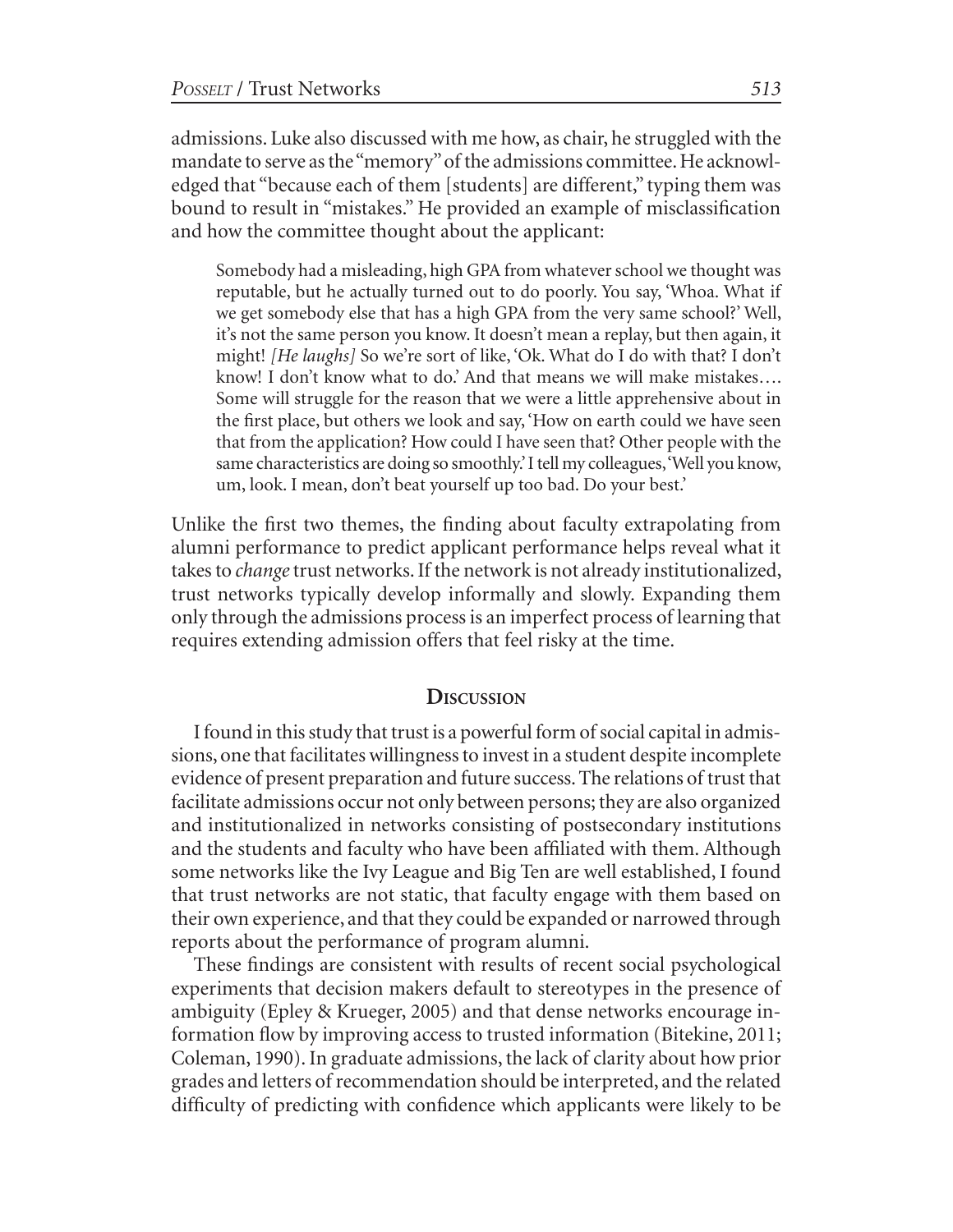admissions. Luke also discussed with me how, as chair, he struggled with the mandate to serve as the "memory" of the admissions committee. He acknowledged that "because each of them [students] are different," typing them was bound to result in "mistakes." He provided an example of misclassification and how the committee thought about the applicant:

> Somebody had a misleading, high GPA from whatever school we thought was reputable, but he actually turned out to do poorly. You say, 'Whoa. What if we get somebody else that has a high GPA from the very same school?' Well, it's not the same person you know. It doesn't mean a replay, but then again, it might! *[He laughs]* So we're sort of like, 'Ok. What do I do with that? I don't know! I don't know what to do.' And that means we will make mistakes…. Some will struggle for the reason that we were a little apprehensive about in the first place, but others we look and say, 'How on earth could we have seen that from the application? How could I have seen that? Other people with the same characteristics are doing so smoothly.' I tell my colleagues, 'Well you know, um, look. I mean, don't beat yourself up too bad. Do your best.'

Unlike the first two themes, the finding about faculty extrapolating from alumni performance to predict applicant performance helps reveal what it takes to *change* trust networks. If the network is not already institutionalized, trust networks typically develop informally and slowly. Expanding them only through the admissions process is an imperfect process of learning that requires extending admission offers that feel risky at the time.

## Discussion

I found in this study that trust is a powerful form of social capital in admissions, one that facilitates willingness to invest in a student despite incomplete evidence of present preparation and future success. The relations of trust that facilitate admissions occur not only between persons; they are also organized and institutionalized in networks consisting of postsecondary institutions and the students and faculty who have been affiliated with them. Although some networks like the Ivy League and Big Ten are well established, I found that trust networks are not static, that faculty engage with them based on their own experience, and that they could be expanded or narrowed through reports about the performance of program alumni.

These findings are consistent with results of recent social psychological experiments that decision makers default to stereotypes in the presence of ambiguity (Epley & Krueger, 2005) and that dense networks encourage information flow by improving access to trusted information (Bitekine, 2011; Coleman, 1990). In graduate admissions, the lack of clarity about how prior grades and letters of recommendation should be interpreted, and the related difficulty of predicting with confidence which applicants were likely to be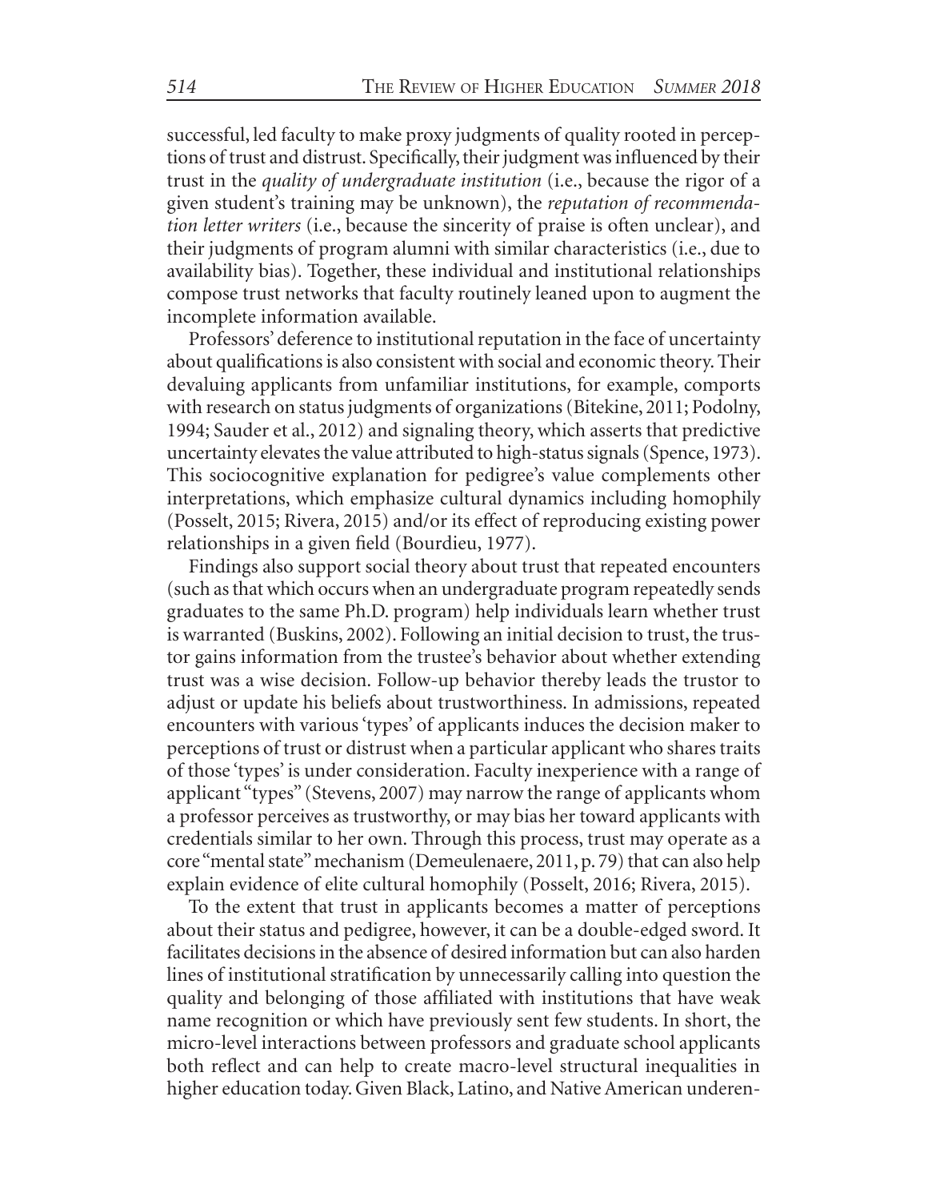successful, led faculty to make proxy judgments of quality rooted in perceptions of trust and distrust. Specifically, their judgment was influenced by their trust in the *quality of undergraduate institution* (i.e., because the rigor of a given student's training may be unknown), the *reputation of recommendation letter writers* (i.e., because the sincerity of praise is often unclear), and their judgments of program alumni with similar characteristics (i.e., due to availability bias). Together, these individual and institutional relationships compose trust networks that faculty routinely leaned upon to augment the incomplete information available.

Professors' deference to institutional reputation in the face of uncertainty about qualifications is also consistent with social and economic theory. Their devaluing applicants from unfamiliar institutions, for example, comports with research on status judgments of organizations (Bitekine, 2011; Podolny, 1994; Sauder et al., 2012) and signaling theory, which asserts that predictive uncertainty elevates the value attributed to high-status signals (Spence, 1973). This sociocognitive explanation for pedigree's value complements other interpretations, which emphasize cultural dynamics including homophily (Posselt, 2015; Rivera, 2015) and/or its effect of reproducing existing power relationships in a given field (Bourdieu, 1977).

Findings also support social theory about trust that repeated encounters (such as that which occurs when an undergraduate program repeatedly sends graduates to the same Ph.D. program) help individuals learn whether trust is warranted (Buskins, 2002). Following an initial decision to trust, the trustor gains information from the trustee's behavior about whether extending trust was a wise decision. Follow-up behavior thereby leads the trustor to adjust or update his beliefs about trustworthiness. In admissions, repeated encounters with various 'types' of applicants induces the decision maker to perceptions of trust or distrust when a particular applicant who shares traits of those 'types' is under consideration. Faculty inexperience with a range of applicant "types" (Stevens, 2007) may narrow the range of applicants whom a professor perceives as trustworthy, or may bias her toward applicants with credentials similar to her own. Through this process, trust may operate as a core "mental state" mechanism (Demeulenaere, 2011, p. 79) that can also help explain evidence of elite cultural homophily (Posselt, 2016; Rivera, 2015).

To the extent that trust in applicants becomes a matter of perceptions about their status and pedigree, however, it can be a double-edged sword. It facilitates decisions in the absence of desired information but can also harden lines of institutional stratification by unnecessarily calling into question the quality and belonging of those affiliated with institutions that have weak name recognition or which have previously sent few students. In short, the micro-level interactions between professors and graduate school applicants both reflect and can help to create macro-level structural inequalities in higher education today. Given Black, Latino, and Native American underen-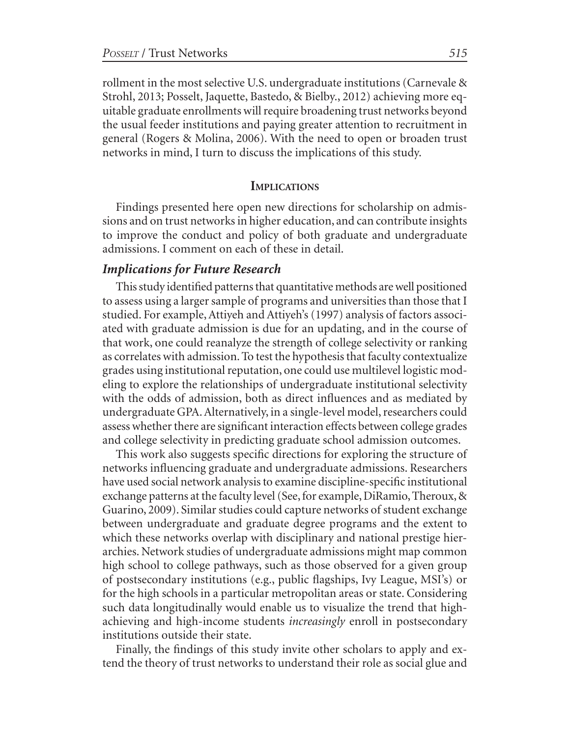rollment in the most selective U.S. undergraduate institutions (Carnevale & Strohl, 2013; Posselt, Jaquette, Bastedo, & Bielby., 2012) achieving more equitable graduate enrollments will require broadening trust networks beyond the usual feeder institutions and paying greater attention to recruitment in general (Rogers & Molina, 2006). With the need to open or broaden trust networks in mind, I turn to discuss the implications of this study.

## Implications

Findings presented here open new directions for scholarship on admissions and on trust networks in higher education, and can contribute insights to improve the conduct and policy of both graduate and undergraduate admissions. I comment on each of these in detail.

### *Implications for Future Research*

This study identified patterns that quantitative methods are well positioned to assess using a larger sample of programs and universities than those that I studied. For example, Attiyeh and Attiyeh's (1997) analysis of factors associated with graduate admission is due for an updating, and in the course of that work, one could reanalyze the strength of college selectivity or ranking as correlates with admission. To test the hypothesis that faculty contextualize grades using institutional reputation, one could use multilevel logistic modeling to explore the relationships of undergraduate institutional selectivity with the odds of admission, both as direct influences and as mediated by undergraduate GPA. Alternatively, in a single-level model, researchers could assess whether there are significant interaction effects between college grades and college selectivity in predicting graduate school admission outcomes.

This work also suggests specific directions for exploring the structure of networks influencing graduate and undergraduate admissions. Researchers have used social network analysis to examine discipline-specific institutional exchange patterns at the faculty level (See, for example, DiRamio, Theroux, & Guarino, 2009). Similar studies could capture networks of student exchange between undergraduate and graduate degree programs and the extent to which these networks overlap with disciplinary and national prestige hierarchies. Network studies of undergraduate admissions might map common high school to college pathways, such as those observed for a given group of postsecondary institutions (e.g., public flagships, Ivy League, MSI's) or for the high schools in a particular metropolitan areas or state. Considering such data longitudinally would enable us to visualize the trend that high-achieving and high-income students *increasingly* enroll in postsecondary institutions outside their state.

Finally, the findings of this study invite other scholars to apply and extend the theory of trust networks to understand their role as social glue and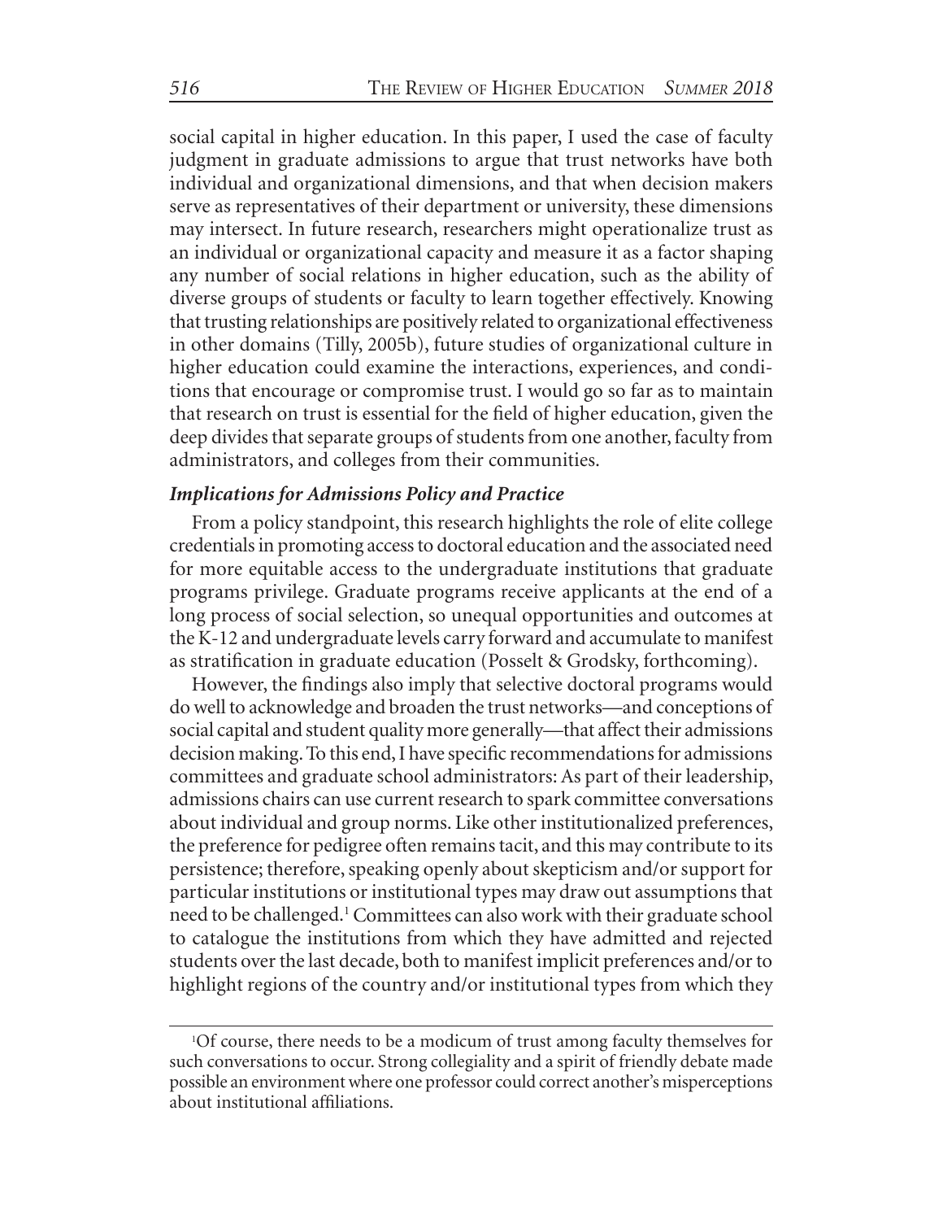social capital in higher education. In this paper, I used the case of faculty judgment in graduate admissions to argue that trust networks have both individual and organizational dimensions, and that when decision makers serve as representatives of their department or university, these dimensions may intersect. In future research, researchers might operationalize trust as an individual or organizational capacity and measure it as a factor shaping any number of social relations in higher education, such as the ability of diverse groups of students or faculty to learn together effectively. Knowing that trusting relationships are positively related to organizational effectiveness in other domains (Tilly, 2005b), future studies of organizational culture in higher education could examine the interactions, experiences, and conditions that encourage or compromise trust. I would go so far as to maintain that research on trust is essential for the field of higher education, given the deep divides that separate groups of students from one another, faculty from administrators, and colleges from their communities.

### *Implications for Admissions Policy and Practice*

From a policy standpoint, this research highlights the role of elite college credentials in promoting access to doctoral education and the associated need for more equitable access to the undergraduate institutions that graduate programs privilege. Graduate programs receive applicants at the end of a long process of social selection, so unequal opportunities and outcomes at the K-12 and undergraduate levels carry forward and accumulate to manifest as stratification in graduate education (Posselt & Grodsky, forthcoming).

However, the findings also imply that selective doctoral programs would do well to acknowledge and broaden the trust networks—and conceptions of social capital and student quality more generally—that affect their admissions decision making. To this end, I have specific recommendations for admissions committees and graduate school administrators: As part of their leadership, admissions chairs can use current research to spark committee conversations about individual and group norms. Like other institutionalized preferences, the preference for pedigree often remains tacit, and this may contribute to its persistence; therefore, speaking openly about skepticism and/or support for particular institutions or institutional types may draw out assumptions that need to be challenged.[1] Committees can also work with their graduate school to catalogue the institutions from which they have admitted and rejected students over the last decade, both to manifest implicit preferences and/or to highlight regions of the country and/or institutional types from which they

---

[1]Of course, there needs to be a modicum of trust among faculty themselves for such conversations to occur. Strong collegiality and a spirit of friendly debate made possible an environment where one professor could correct another's misperceptions about institutional affiliations.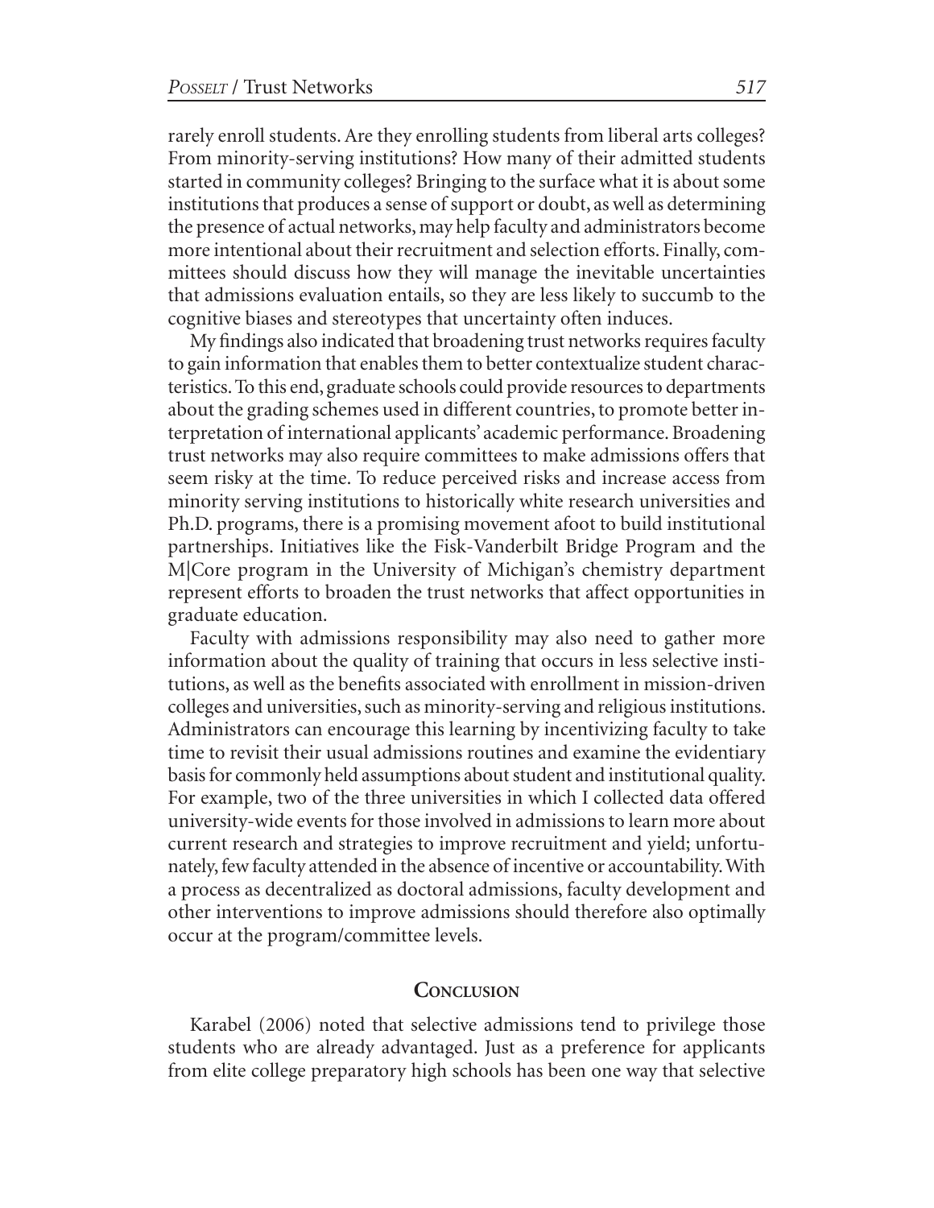rarely enroll students. Are they enrolling students from liberal arts colleges? From minority-serving institutions? How many of their admitted students started in community colleges? Bringing to the surface what it is about some institutions that produces a sense of support or doubt, as well as determining the presence of actual networks, may help faculty and administrators become more intentional about their recruitment and selection efforts. Finally, committees should discuss how they will manage the inevitable uncertainties that admissions evaluation entails, so they are less likely to succumb to the cognitive biases and stereotypes that uncertainty often induces.

My findings also indicated that broadening trust networks requires faculty to gain information that enables them to better contextualize student characteristics. To this end, graduate schools could provide resources to departments about the grading schemes used in different countries, to promote better interpretation of international applicants' academic performance. Broadening trust networks may also require committees to make admissions offers that seem risky at the time. To reduce perceived risks and increase access from minority serving institutions to historically white research universities and Ph.D. programs, there is a promising movement afoot to build institutional partnerships. Initiatives like the Fisk-Vanderbilt Bridge Program and the M|Core program in the University of Michigan's chemistry department represent efforts to broaden the trust networks that affect opportunities in graduate education.

Faculty with admissions responsibility may also need to gather more information about the quality of training that occurs in less selective institutions, as well as the benefits associated with enrollment in mission-driven colleges and universities, such as minority-serving and religious institutions. Administrators can encourage this learning by incentivizing faculty to take time to revisit their usual admissions routines and examine the evidentiary basis for commonly held assumptions about student and institutional quality. For example, two of the three universities in which I collected data offered university-wide events for those involved in admissions to learn more about current research and strategies to improve recruitment and yield; unfortunately, few faculty attended in the absence of incentive or accountability. With a process as decentralized as doctoral admissions, faculty development and other interventions to improve admissions should therefore also optimally occur at the program/committee levels.

## Conclusion

Karabel (2006) noted that selective admissions tend to privilege those students who are already advantaged. Just as a preference for applicants from elite college preparatory high schools has been one way that selective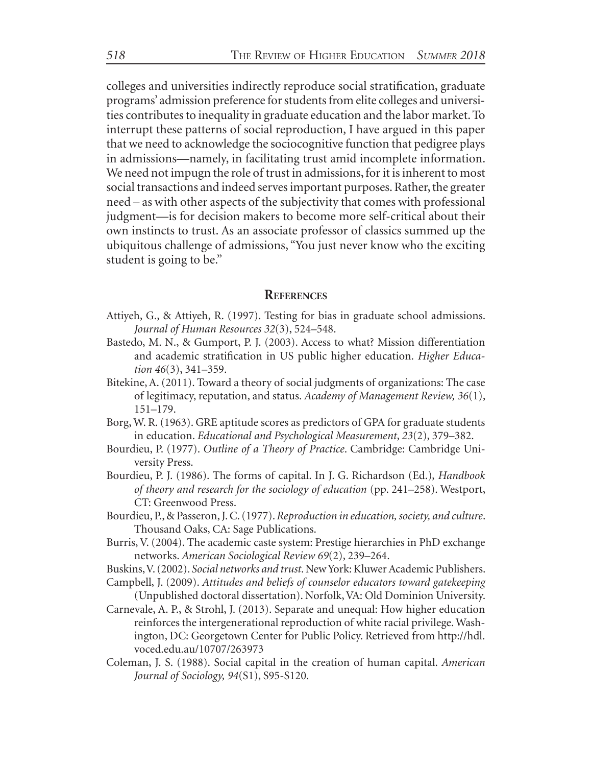colleges and universities indirectly reproduce social stratification, graduate programs' admission preference for students from elite colleges and universities contributes to inequality in graduate education and the labor market. To interrupt these patterns of social reproduction, I have argued in this paper that we need to acknowledge the sociocognitive function that pedigree plays in admissions—namely, in facilitating trust amid incomplete information. We need not impugn the role of trust in admissions, for it is inherent to most social transactions and indeed serves important purposes. Rather, the greater need – as with other aspects of the subjectivity that comes with professional judgment—is for decision makers to become more self-critical about their own instincts to trust. As an associate professor of classics summed up the ubiquitous challenge of admissions, "You just never know who the exciting student is going to be."

## References

Attiyeh, G., & Attiyeh, R. (1997). Testing for bias in graduate school admissions. *Journal of Human Resources 32*(3), 524–548.

Bastedo, M. N., & Gumport, P. J. (2003). Access to what? Mission differentiation and academic stratification in US public higher education. *Higher Education 46*(3), 341–359.

Bitekine, A. (2011). Toward a theory of social judgments of organizations: The case of legitimacy, reputation, and status. *Academy of Management Review, 36*(1), 151–179.

Borg, W. R. (1963). GRE aptitude scores as predictors of GPA for graduate students in education. *Educational and Psychological Measurement*, *23*(2), 379–382.

Bourdieu, P. (1977). *Outline of a Theory of Practice*. Cambridge: Cambridge University Press.

Bourdieu, P. J. (1986). The forms of capital. In J. G. Richardson (Ed.), *Handbook of theory and research for the sociology of education* (pp. 241–258). Westport, CT: Greenwood Press.

Bourdieu, P., & Passeron, J. C. (1977). *Reproduction in education, society, and culture*. Thousand Oaks, CA: Sage Publications.

Burris, V. (2004). The academic caste system: Prestige hierarchies in PhD exchange networks. *American Sociological Review 69*(2), 239–264.

Buskins, V. (2002). *Social networks and trust*. New York: Kluwer Academic Publishers.

Campbell, J. (2009). *Attitudes and beliefs of counselor educators toward gatekeeping* (Unpublished doctoral dissertation). Norfolk, VA: Old Dominion University.

Carnevale, A. P., & Strohl, J. (2013). Separate and unequal: How higher education reinforces the intergenerational reproduction of white racial privilege. Washington, DC: Georgetown Center for Public Policy. Retrieved from http://hdl.voced.edu.au/10707/263973

Coleman, J. S. (1988). Social capital in the creation of human capital. *American Journal of Sociology, 94*(S1), S95-S120.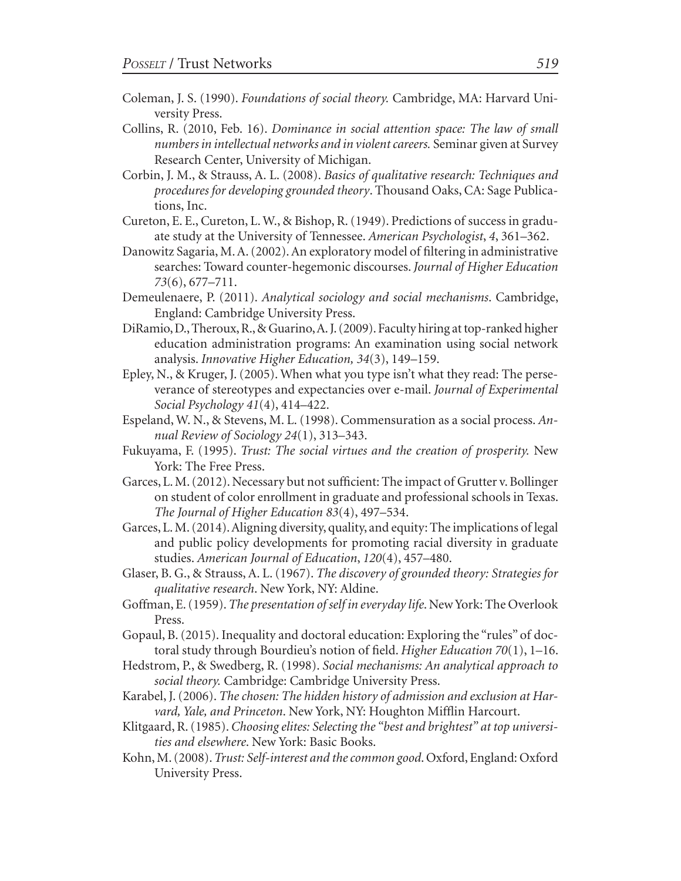Coleman, J. S. (1990). *Foundations of social theory.* Cambridge, MA: Harvard University Press.

Collins, R. (2010, Feb. 16). *Dominance in social attention space: The law of small numbers in intellectual networks and in violent careers.* Seminar given at Survey Research Center, University of Michigan.

Corbin, J. M., & Strauss, A. L. (2008). *Basics of qualitative research: Techniques and procedures for developing grounded theory*. Thousand Oaks, CA: Sage Publications, Inc.

Cureton, E. E., Cureton, L. W., & Bishop, R. (1949). Predictions of success in graduate study at the University of Tennessee. *American Psychologist*, *4*, 361–362.

Danowitz Sagaria, M. A. (2002). An exploratory model of filtering in administrative searches: Toward counter-hegemonic discourses. *Journal of Higher Education 73*(6), 677–711.

Demeulenaere, P. (2011). *Analytical sociology and social mechanisms*. Cambridge, England: Cambridge University Press.

DiRamio, D., Theroux, R., & Guarino, A. J. (2009). Faculty hiring at top-ranked higher education administration programs: An examination using social network analysis. *Innovative Higher Education, 34*(3), 149–159.

Epley, N., & Kruger, J. (2005). When what you type isn't what they read: The perseverance of stereotypes and expectancies over e-mail. *Journal of Experimental Social Psychology 41*(4), 414–422.

Espeland, W. N., & Stevens, M. L. (1998). Commensuration as a social process. *Annual Review of Sociology 24*(1), 313–343.

Fukuyama, F. (1995). *Trust: The social virtues and the creation of prosperity.* New York: The Free Press.

Garces, L. M. (2012). Necessary but not sufficient: The impact of Grutter v. Bollinger on student of color enrollment in graduate and professional schools in Texas. *The Journal of Higher Education 83*(4), 497–534.

Garces, L. M. (2014). Aligning diversity, quality, and equity: The implications of legal and public policy developments for promoting racial diversity in graduate studies. *American Journal of Education*, *120*(4), 457–480.

Glaser, B. G., & Strauss, A. L. (1967). *The discovery of grounded theory: Strategies for qualitative research*. New York, NY: Aldine.

Goffman, E. (1959). *The presentation of self in everyday life*. New York: The Overlook Press.

Gopaul, B. (2015). Inequality and doctoral education: Exploring the "rules" of doctoral study through Bourdieu's notion of field. *Higher Education 70*(1), 1–16.

Hedstrom, P., & Swedberg, R. (1998). *Social mechanisms: An analytical approach to social theory.* Cambridge: Cambridge University Press.

Karabel, J. (2006). *The chosen: The hidden history of admission and exclusion at Harvard, Yale, and Princeton*. New York, NY: Houghton Mifflin Harcourt.

Klitgaard, R. (1985). *Choosing elites: Selecting the "best and brightest" at top universities and elsewhere*. New York: Basic Books.

Kohn, M. (2008). *Trust: Self-interest and the common good*. Oxford, England: Oxford University Press.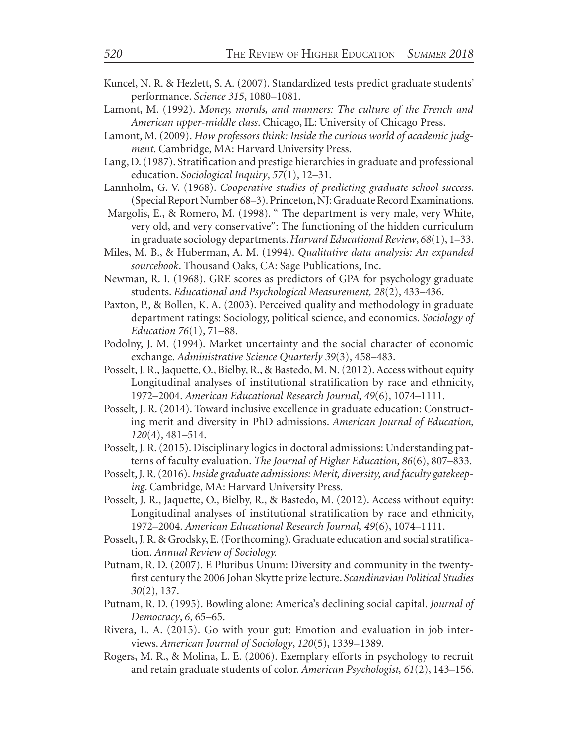Kuncel, N. R. & Hezlett, S. A. (2007). Standardized tests predict graduate students' performance. *Science 315*, 1080–1081.

Lamont, M. (1992). *Money, morals, and manners: The culture of the French and American upper-middle class*. Chicago, IL: University of Chicago Press.

Lamont, M. (2009). *How professors think: Inside the curious world of academic judgment*. Cambridge, MA: Harvard University Press.

Lang, D. (1987). Stratification and prestige hierarchies in graduate and professional education. *Sociological Inquiry*, *57*(1), 12–31.

Lannholm, G. V. (1968). *Cooperative studies of predicting graduate school success*. (Special Report Number 68–3). Princeton, NJ: Graduate Record Examinations.

Margolis, E., & Romero, M. (1998). " The department is very male, very White, very old, and very conservative": The functioning of the hidden curriculum in graduate sociology departments. *Harvard Educational Review*, *68*(1), 1–33.

Miles, M. B., & Huberman, A. M. (1994). *Qualitative data analysis: An expanded sourcebook*. Thousand Oaks, CA: Sage Publications, Inc.

Newman, R. I. (1968). GRE scores as predictors of GPA for psychology graduate students. *Educational and Psychological Measurement, 28*(2), 433–436.

Paxton, P., & Bollen, K. A. (2003). Perceived quality and methodology in graduate department ratings: Sociology, political science, and economics. *Sociology of Education 76*(1), 71–88.

Podolny, J. M. (1994). Market uncertainty and the social character of economic exchange. *Administrative Science Quarterly 39*(3), 458–483.

Posselt, J. R., Jaquette, O., Bielby, R., & Bastedo, M. N. (2012). Access without equity Longitudinal analyses of institutional stratification by race and ethnicity, 1972–2004. *American Educational Research Journal*, *49*(6), 1074–1111.

Posselt, J. R. (2014). Toward inclusive excellence in graduate education: Constructing merit and diversity in PhD admissions. *American Journal of Education, 120*(4), 481–514.

Posselt, J. R. (2015). Disciplinary logics in doctoral admissions: Understanding patterns of faculty evaluation. *The Journal of Higher Education*, *86*(6), 807–833.

Posselt, J. R. (2016). *Inside graduate admissions: Merit, diversity, and faculty gatekeeping*. Cambridge, MA: Harvard University Press.

Posselt, J. R., Jaquette, O., Bielby, R., & Bastedo, M. (2012). Access without equity: Longitudinal analyses of institutional stratification by race and ethnicity, 1972–2004. *American Educational Research Journal, 49*(6), 1074–1111.

Posselt, J. R. & Grodsky, E. (Forthcoming). Graduate education and social stratification. *Annual Review of Sociology.*

Putnam, R. D. (2007). E Pluribus Unum: Diversity and community in the twenty-first century the 2006 Johan Skytte prize lecture. *Scandinavian Political Studies 30*(2), 137.

Putnam, R. D. (1995). Bowling alone: America's declining social capital. *Journal of Democracy*, *6*, 65–65.

Rivera, L. A. (2015). Go with your gut: Emotion and evaluation in job interviews. *American Journal of Sociology*, *120*(5), 1339–1389.

Rogers, M. R., & Molina, L. E. (2006). Exemplary efforts in psychology to recruit and retain graduate students of color. *American Psychologist, 61*(2), 143–156.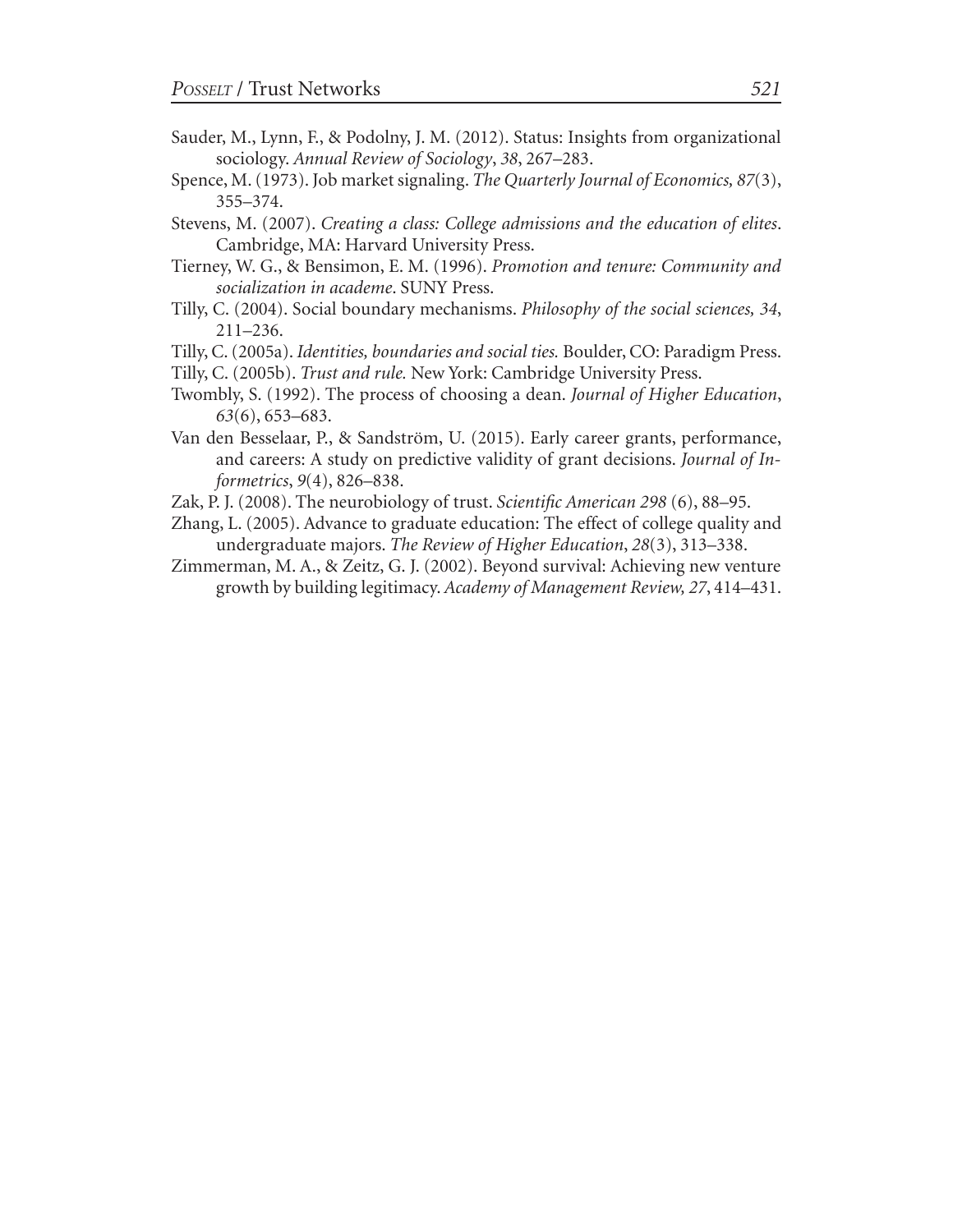Sauder, M., Lynn, F., & Podolny, J. M. (2012). Status: Insights from organizational sociology. *Annual Review of Sociology*, *38*, 267–283.

Spence, M. (1973). Job market signaling. *The Quarterly Journal of Economics, 87*(3), 355–374.

Stevens, M. (2007). *Creating a class: College admissions and the education of elites*. Cambridge, MA: Harvard University Press.

Tierney, W. G., & Bensimon, E. M. (1996). *Promotion and tenure: Community and socialization in academe*. SUNY Press.

Tilly, C. (2004). Social boundary mechanisms. *Philosophy of the social sciences, 34*, 211–236.

Tilly, C. (2005a). *Identities, boundaries and social ties.* Boulder, CO: Paradigm Press.

Tilly, C. (2005b). *Trust and rule.* New York: Cambridge University Press.

Twombly, S. (1992). The process of choosing a dean. *Journal of Higher Education*, *63*(6), 653–683.

Van den Besselaar, P., & Sandström, U. (2015). Early career grants, performance, and careers: A study on predictive validity of grant decisions. *Journal of Informetrics*, *9*(4), 826–838.

Zak, P. J. (2008). The neurobiology of trust. *Scientific American 298* (6), 88–95.

Zhang, L. (2005). Advance to graduate education: The effect of college quality and undergraduate majors. *The Review of Higher Education*, *28*(3), 313–338.

Zimmerman, M. A., & Zeitz, G. J. (2002). Beyond survival: Achieving new venture growth by building legitimacy. *Academy of Management Review, 27*, 414–431.